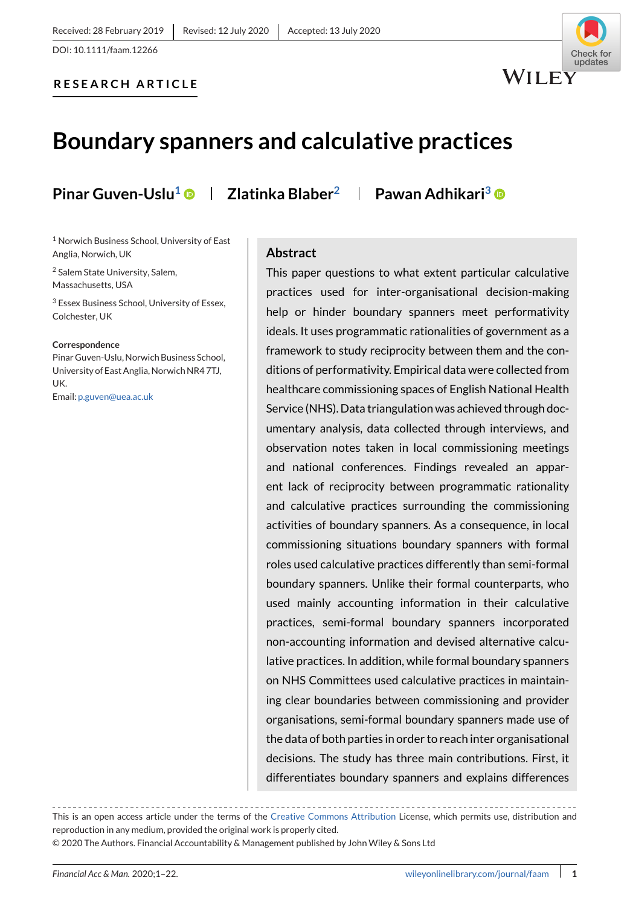Received: 28 February 2019 | Revised: 12 July 2020 | Accepted: 13 July 2020

DOI: 10.1111/faam.12266

RESEARCH ARTICLE

# Boundary spanners and calculative practices

**Pinar Guven-Uslu**[1] | **Zlatinka Blaber**[2] | **Pawan Adhikari**[3]

[1] Norwich Business School, University of East Anglia, Norwich, UK

[2] Salem State University, Salem, Massachusetts, USA

[3] Essex Business School, University of Essex, Colchester, UK

**Correspondence**
Pinar Guven-Uslu, Norwich Business School, University of East Anglia, Norwich NR4 7TJ, UK.
Email: p.guven@uea.ac.uk

## Abstract

This paper questions to what extent particular calculative practices used for inter-organisational decision-making help or hinder boundary spanners meet performativity ideals. It uses programmatic rationalities of government as a framework to study reciprocity between them and the conditions of performativity. Empirical data were collected from healthcare commissioning spaces of English National Health Service (NHS). Data triangulation was achieved through documentary analysis, data collected through interviews, and observation notes taken in local commissioning meetings and national conferences. Findings revealed an apparent lack of reciprocity between programmatic rationality and calculative practices surrounding the commissioning activities of boundary spanners. As a consequence, in local commissioning situations boundary spanners with formal roles used calculative practices differently than semi-formal boundary spanners. Unlike their formal counterparts, who used mainly accounting information in their calculative practices, semi-formal boundary spanners incorporated non-accounting information and devised alternative calculative practices. In addition, while formal boundary spanners on NHS Committees used calculative practices in maintaining clear boundaries between commissioning and provider organisations, semi-formal boundary spanners made use of the data of both parties in order to reach inter organisational decisions. The study has three main contributions. First, it differentiates boundary spanners and explains differences

This is an open access article under the terms of the Creative Commons Attribution License, which permits use, distribution and reproduction in any medium, provided the original work is properly cited.
© 2020 The Authors. Financial Accountability & Management published by John Wiley & Sons Ltd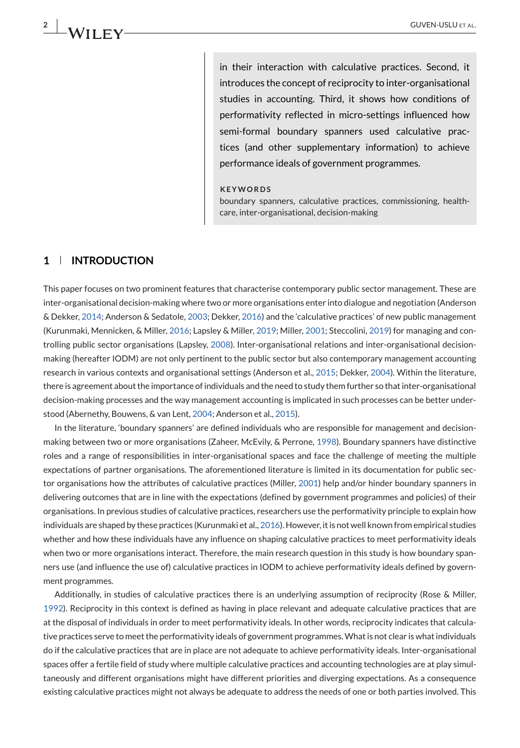in their interaction with calculative practices. Second, it introduces the concept of reciprocity to inter-organisational studies in accounting. Third, it shows how conditions of performativity reflected in micro-settings influenced how semi-formal boundary spanners used calculative practices (and other supplementary information) to achieve performance ideals of government programmes.

**KEYWORDS**

boundary spanners, calculative practices, commissioning, healthcare, inter-organisational, decision-making

## 1 INTRODUCTION

This paper focuses on two prominent features that characterise contemporary public sector management. These are inter-organisational decision-making where two or more organisations enter into dialogue and negotiation (Anderson & Dekker, 2014; Anderson & Sedatole, 2003; Dekker, 2016) and the 'calculative practices' of new public management (Kurunmaki, Mennicken, & Miller, 2016; Lapsley & Miller, 2019; Miller, 2001; Steccolini, 2019) for managing and controlling public sector organisations (Lapsley, 2008). Inter-organisational relations and inter-organisational decision-making (hereafter IODM) are not only pertinent to the public sector but also contemporary management accounting research in various contexts and organisational settings (Anderson et al., 2015; Dekker, 2004). Within the literature, there is agreement about the importance of individuals and the need to study them further so that inter-organisational decision-making processes and the way management accounting is implicated in such processes can be better understood (Abernethy, Bouwens, & van Lent, 2004; Anderson et al., 2015).

In the literature, 'boundary spanners' are defined individuals who are responsible for management and decision-making between two or more organisations (Zaheer, McEvily, & Perrone, 1998). Boundary spanners have distinctive roles and a range of responsibilities in inter-organisational spaces and face the challenge of meeting the multiple expectations of partner organisations. The aforementioned literature is limited in its documentation for public sector organisations how the attributes of calculative practices (Miller, 2001) help and/or hinder boundary spanners in delivering outcomes that are in line with the expectations (defined by government programmes and policies) of their organisations. In previous studies of calculative practices, researchers use the performativity principle to explain how individuals are shaped by these practices (Kurunmaki et al., 2016). However, it is not well known from empirical studies whether and how these individuals have any influence on shaping calculative practices to meet performativity ideals when two or more organisations interact. Therefore, the main research question in this study is how boundary spanners use (and influence the use of) calculative practices in IODM to achieve performativity ideals defined by government programmes.

Additionally, in studies of calculative practices there is an underlying assumption of reciprocity (Rose & Miller, 1992). Reciprocity in this context is defined as having in place relevant and adequate calculative practices that are at the disposal of individuals in order to meet performativity ideals. In other words, reciprocity indicates that calculative practices serve to meet the performativity ideals of government programmes. What is not clear is what individuals do if the calculative practices that are in place are not adequate to achieve performativity ideals. Inter-organisational spaces offer a fertile field of study where multiple calculative practices and accounting technologies are at play simultaneously and different organisations might have different priorities and diverging expectations. As a consequence existing calculative practices might not always be adequate to address the needs of one or both parties involved. This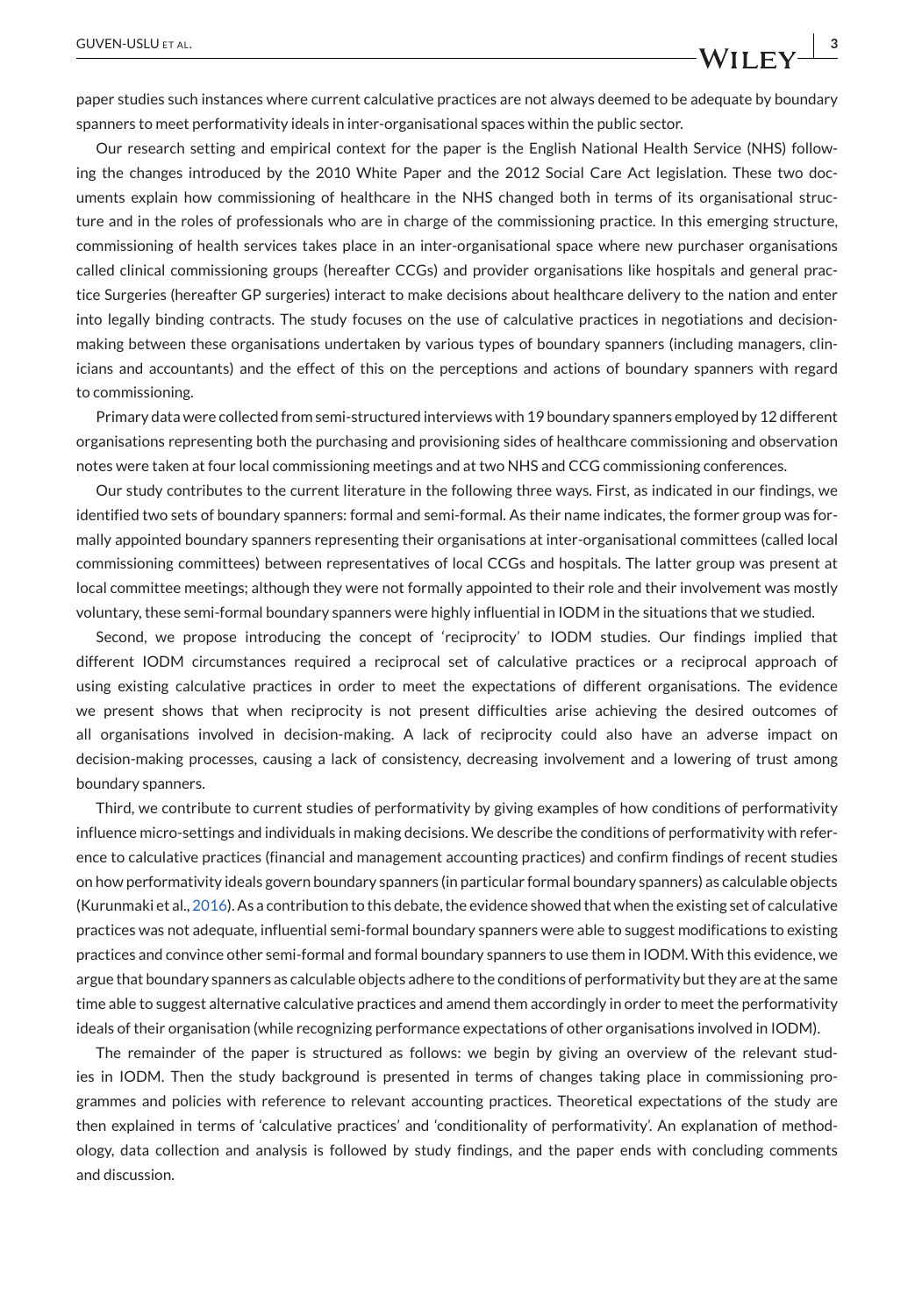paper studies such instances where current calculative practices are not always deemed to be adequate by boundary spanners to meet performativity ideals in inter-organisational spaces within the public sector.

Our research setting and empirical context for the paper is the English National Health Service (NHS) following the changes introduced by the 2010 White Paper and the 2012 Social Care Act legislation. These two documents explain how commissioning of healthcare in the NHS changed both in terms of its organisational structure and in the roles of professionals who are in charge of the commissioning practice. In this emerging structure, commissioning of health services takes place in an inter-organisational space where new purchaser organisations called clinical commissioning groups (hereafter CCGs) and provider organisations like hospitals and general practice Surgeries (hereafter GP surgeries) interact to make decisions about healthcare delivery to the nation and enter into legally binding contracts. The study focuses on the use of calculative practices in negotiations and decision-making between these organisations undertaken by various types of boundary spanners (including managers, clinicians and accountants) and the effect of this on the perceptions and actions of boundary spanners with regard to commissioning.

Primary data were collected from semi-structured interviews with 19 boundary spanners employed by 12 different organisations representing both the purchasing and provisioning sides of healthcare commissioning and observation notes were taken at four local commissioning meetings and at two NHS and CCG commissioning conferences.

Our study contributes to the current literature in the following three ways. First, as indicated in our findings, we identified two sets of boundary spanners: formal and semi-formal. As their name indicates, the former group was formally appointed boundary spanners representing their organisations at inter-organisational committees (called local commissioning committees) between representatives of local CCGs and hospitals. The latter group was present at local committee meetings; although they were not formally appointed to their role and their involvement was mostly voluntary, these semi-formal boundary spanners were highly influential in IODM in the situations that we studied.

Second, we propose introducing the concept of 'reciprocity' to IODM studies. Our findings implied that different IODM circumstances required a reciprocal set of calculative practices or a reciprocal approach of using existing calculative practices in order to meet the expectations of different organisations. The evidence we present shows that when reciprocity is not present difficulties arise achieving the desired outcomes of all organisations involved in decision-making. A lack of reciprocity could also have an adverse impact on decision-making processes, causing a lack of consistency, decreasing involvement and a lowering of trust among boundary spanners.

Third, we contribute to current studies of performativity by giving examples of how conditions of performativity influence micro-settings and individuals in making decisions. We describe the conditions of performativity with reference to calculative practices (financial and management accounting practices) and confirm findings of recent studies on how performativity ideals govern boundary spanners (in particular formal boundary spanners) as calculable objects (Kurunmaki et al., 2016). As a contribution to this debate, the evidence showed that when the existing set of calculative practices was not adequate, influential semi-formal boundary spanners were able to suggest modifications to existing practices and convince other semi-formal and formal boundary spanners to use them in IODM. With this evidence, we argue that boundary spanners as calculable objects adhere to the conditions of performativity but they are at the same time able to suggest alternative calculative practices and amend them accordingly in order to meet the performativity ideals of their organisation (while recognizing performance expectations of other organisations involved in IODM).

The remainder of the paper is structured as follows: we begin by giving an overview of the relevant studies in IODM. Then the study background is presented in terms of changes taking place in commissioning programmes and policies with reference to relevant accounting practices. Theoretical expectations of the study are then explained in terms of 'calculative practices' and 'conditionality of performativity'. An explanation of methodology, data collection and analysis is followed by study findings, and the paper ends with concluding comments and discussion.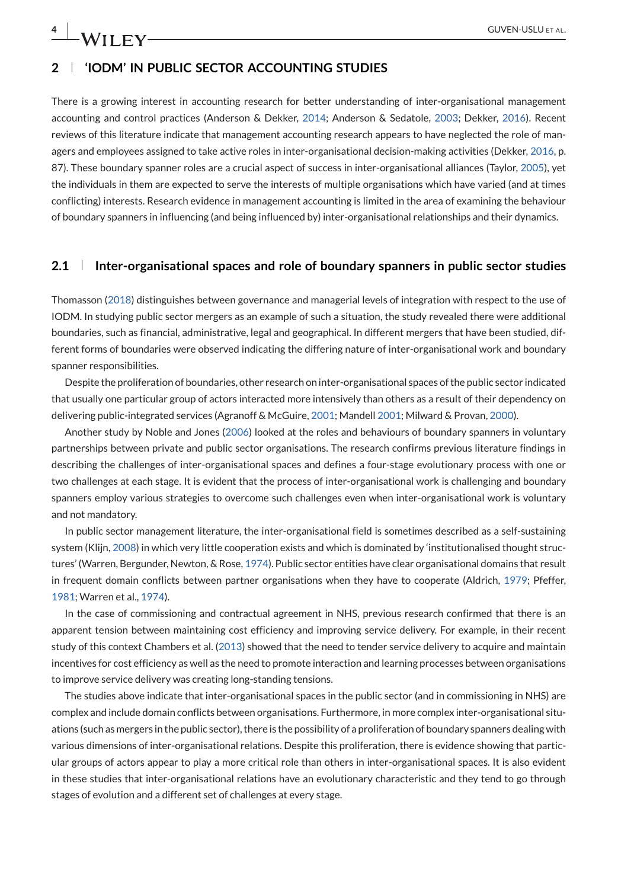## 2 ‘IODM’ IN PUBLIC SECTOR ACCOUNTING STUDIES

There is a growing interest in accounting research for better understanding of inter-organisational management accounting and control practices (Anderson & Dekker, 2014; Anderson & Sedatole, 2003; Dekker, 2016). Recent reviews of this literature indicate that management accounting research appears to have neglected the role of managers and employees assigned to take active roles in inter-organisational decision-making activities (Dekker, 2016, p. 87). These boundary spanner roles are a crucial aspect of success in inter-organisational alliances (Taylor, 2005), yet the individuals in them are expected to serve the interests of multiple organisations which have varied (and at times conflicting) interests. Research evidence in management accounting is limited in the area of examining the behaviour of boundary spanners in influencing (and being influenced by) inter-organisational relationships and their dynamics.

### 2.1 Inter-organisational spaces and role of boundary spanners in public sector studies

Thomasson (2018) distinguishes between governance and managerial levels of integration with respect to the use of IODM. In studying public sector mergers as an example of such a situation, the study revealed there were additional boundaries, such as financial, administrative, legal and geographical. In different mergers that have been studied, different forms of boundaries were observed indicating the differing nature of inter-organisational work and boundary spanner responsibilities.

Despite the proliferation of boundaries, other research on inter-organisational spaces of the public sector indicated that usually one particular group of actors interacted more intensively than others as a result of their dependency on delivering public-integrated services (Agranoff & McGuire, 2001; Mandell 2001; Milward & Provan, 2000).

Another study by Noble and Jones (2006) looked at the roles and behaviours of boundary spanners in voluntary partnerships between private and public sector organisations. The research confirms previous literature findings in describing the challenges of inter-organisational spaces and defines a four-stage evolutionary process with one or two challenges at each stage. It is evident that the process of inter-organisational work is challenging and boundary spanners employ various strategies to overcome such challenges even when inter-organisational work is voluntary and not mandatory.

In public sector management literature, the inter-organisational field is sometimes described as a self-sustaining system (Klijn, 2008) in which very little cooperation exists and which is dominated by ‘institutionalised thought structures’ (Warren, Bergunder, Newton, & Rose, 1974). Public sector entities have clear organisational domains that result in frequent domain conflicts between partner organisations when they have to cooperate (Aldrich, 1979; Pfeffer, 1981; Warren et al., 1974).

In the case of commissioning and contractual agreement in NHS, previous research confirmed that there is an apparent tension between maintaining cost efficiency and improving service delivery. For example, in their recent study of this context Chambers et al. (2013) showed that the need to tender service delivery to acquire and maintain incentives for cost efficiency as well as the need to promote interaction and learning processes between organisations to improve service delivery was creating long-standing tensions.

The studies above indicate that inter-organisational spaces in the public sector (and in commissioning in NHS) are complex and include domain conflicts between organisations. Furthermore, in more complex inter-organisational situations (such as mergers in the public sector), there is the possibility of a proliferation of boundary spanners dealing with various dimensions of inter-organisational relations. Despite this proliferation, there is evidence showing that particular groups of actors appear to play a more critical role than others in inter-organisational spaces. It is also evident in these studies that inter-organisational relations have an evolutionary characteristic and they tend to go through stages of evolution and a different set of challenges at every stage.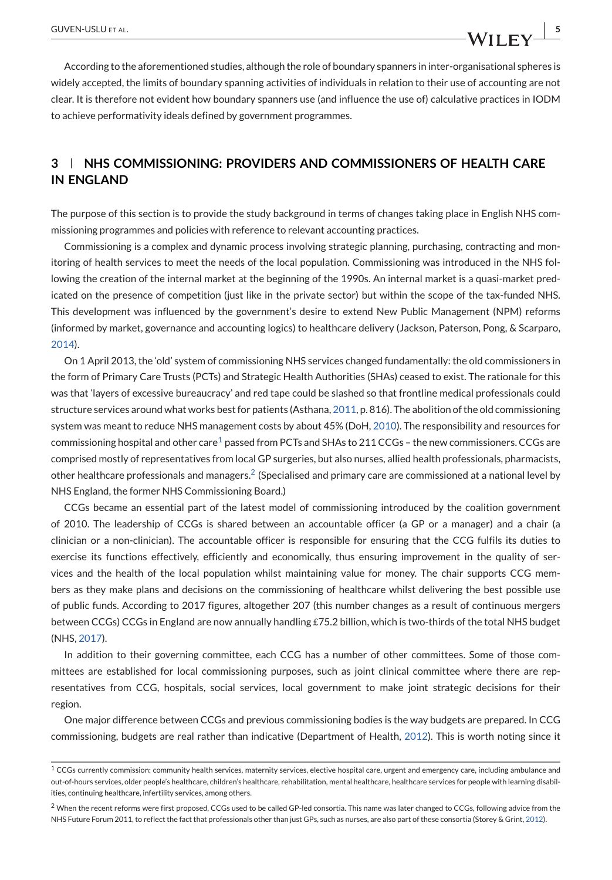According to the aforementioned studies, although the role of boundary spanners in inter-organisational spheres is widely accepted, the limits of boundary spanning activities of individuals in relation to their use of accounting are not clear. It is therefore not evident how boundary spanners use (and influence the use of) calculative practices in IODM to achieve performativity ideals defined by government programmes.

## 3 | NHS COMMISSIONING: PROVIDERS AND COMMISSIONERS OF HEALTH CARE IN ENGLAND

The purpose of this section is to provide the study background in terms of changes taking place in English NHS commissioning programmes and policies with reference to relevant accounting practices.

Commissioning is a complex and dynamic process involving strategic planning, purchasing, contracting and monitoring of health services to meet the needs of the local population. Commissioning was introduced in the NHS following the creation of the internal market at the beginning of the 1990s. An internal market is a quasi-market predicated on the presence of competition (just like in the private sector) but within the scope of the tax-funded NHS. This development was influenced by the government's desire to extend New Public Management (NPM) reforms (informed by market, governance and accounting logics) to healthcare delivery (Jackson, Paterson, Pong, & Scarparo, 2014).

On 1 April 2013, the 'old' system of commissioning NHS services changed fundamentally: the old commissioners in the form of Primary Care Trusts (PCTs) and Strategic Health Authorities (SHAs) ceased to exist. The rationale for this was that 'layers of excessive bureaucracy' and red tape could be slashed so that frontline medical professionals could structure services around what works best for patients (Asthana, 2011, p. 816). The abolition of the old commissioning system was meant to reduce NHS management costs by about 45% (DoH, 2010). The responsibility and resources for commissioning hospital and other care[1] passed from PCTs and SHAs to 211 CCGs – the new commissioners. CCGs are comprised mostly of representatives from local GP surgeries, but also nurses, allied health professionals, pharmacists, other healthcare professionals and managers.[2] (Specialised and primary care are commissioned at a national level by NHS England, the former NHS Commissioning Board.)

CCGs became an essential part of the latest model of commissioning introduced by the coalition government of 2010. The leadership of CCGs is shared between an accountable officer (a GP or a manager) and a chair (a clinician or a non-clinician). The accountable officer is responsible for ensuring that the CCG fulfils its duties to exercise its functions effectively, efficiently and economically, thus ensuring improvement in the quality of services and the health of the local population whilst maintaining value for money. The chair supports CCG members as they make plans and decisions on the commissioning of healthcare whilst delivering the best possible use of public funds. According to 2017 figures, altogether 207 (this number changes as a result of continuous mergers between CCGs) CCGs in England are now annually handling £75.2 billion, which is two-thirds of the total NHS budget (NHS, 2017).

In addition to their governing committee, each CCG has a number of other committees. Some of those committees are established for local commissioning purposes, such as joint clinical committee where there are representatives from CCG, hospitals, social services, local government to make joint strategic decisions for their region.

One major difference between CCGs and previous commissioning bodies is the way budgets are prepared. In CCG commissioning, budgets are real rather than indicative (Department of Health, 2012). This is worth noting since it

---

[1] CCGs currently commission: community health services, maternity services, elective hospital care, urgent and emergency care, including ambulance and out-of-hours services, older people's healthcare, children's healthcare, rehabilitation, mental healthcare, healthcare services for people with learning disabilities, continuing healthcare, infertility services, among others.

[2] When the recent reforms were first proposed, CCGs used to be called GP-led consortia. This name was later changed to CCGs, following advice from the NHS Future Forum 2011, to reflect the fact that professionals other than just GPs, such as nurses, are also part of these consortia (Storey & Grint, 2012).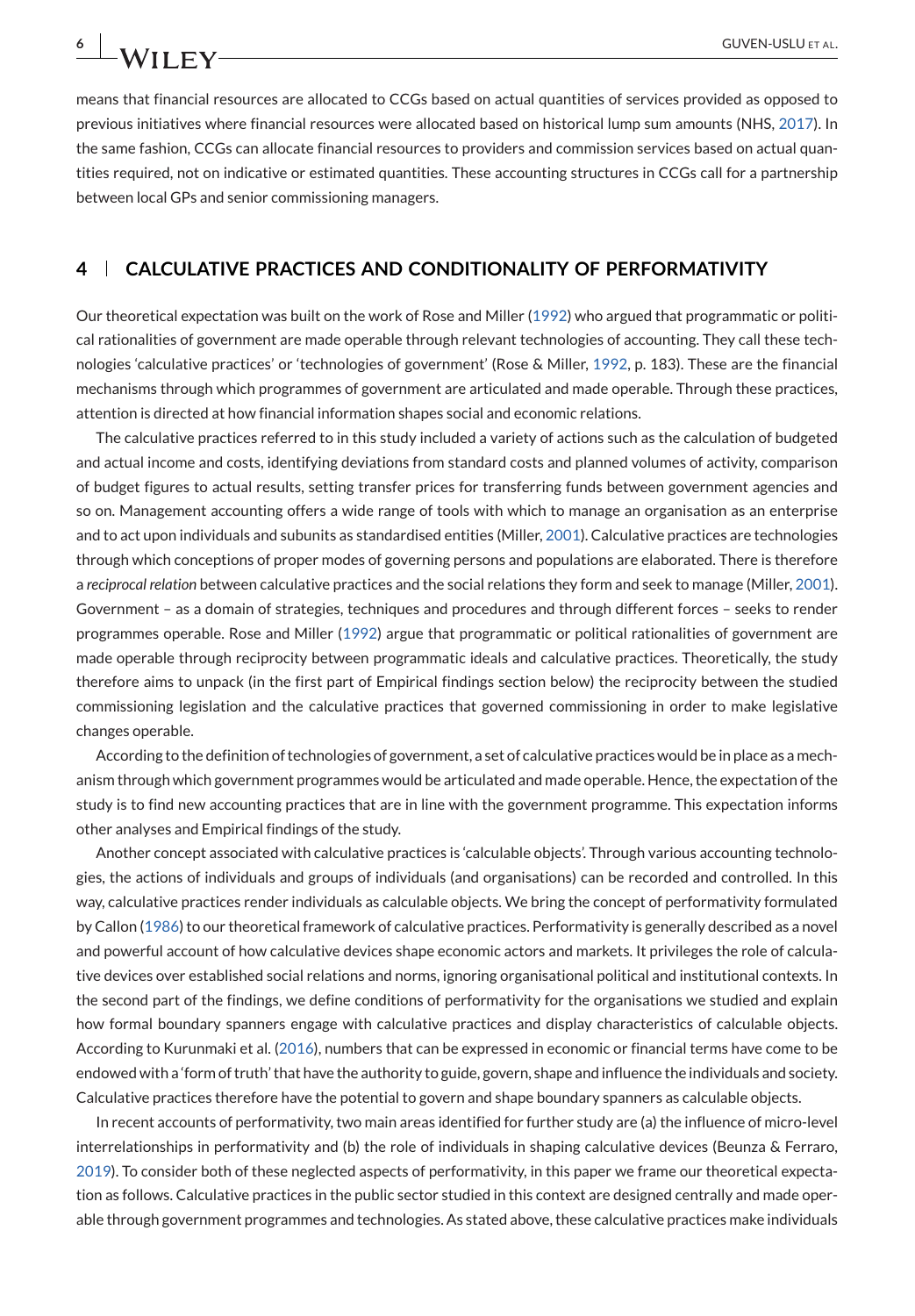means that financial resources are allocated to CCGs based on actual quantities of services provided as opposed to previous initiatives where financial resources were allocated based on historical lump sum amounts (NHS, 2017). In the same fashion, CCGs can allocate financial resources to providers and commission services based on actual quantities required, not on indicative or estimated quantities. These accounting structures in CCGs call for a partnership between local GPs and senior commissioning managers.

## 4 | CALCULATIVE PRACTICES AND CONDITIONALITY OF PERFORMATIVITY

Our theoretical expectation was built on the work of Rose and Miller (1992) who argued that programmatic or political rationalities of government are made operable through relevant technologies of accounting. They call these technologies 'calculative practices' or 'technologies of government' (Rose & Miller, 1992, p. 183). These are the financial mechanisms through which programmes of government are articulated and made operable. Through these practices, attention is directed at how financial information shapes social and economic relations.

The calculative practices referred to in this study included a variety of actions such as the calculation of budgeted and actual income and costs, identifying deviations from standard costs and planned volumes of activity, comparison of budget figures to actual results, setting transfer prices for transferring funds between government agencies and so on. Management accounting offers a wide range of tools with which to manage an organisation as an enterprise and to act upon individuals and subunits as standardised entities (Miller, 2001). Calculative practices are technologies through which conceptions of proper modes of governing persons and populations are elaborated. There is therefore a *reciprocal relation* between calculative practices and the social relations they form and seek to manage (Miller, 2001). Government – as a domain of strategies, techniques and procedures and through different forces – seeks to render programmes operable. Rose and Miller (1992) argue that programmatic or political rationalities of government are made operable through reciprocity between programmatic ideals and calculative practices. Theoretically, the study therefore aims to unpack (in the first part of Empirical findings section below) the reciprocity between the studied commissioning legislation and the calculative practices that governed commissioning in order to make legislative changes operable.

According to the definition of technologies of government, a set of calculative practices would be in place as a mechanism through which government programmes would be articulated and made operable. Hence, the expectation of the study is to find new accounting practices that are in line with the government programme. This expectation informs other analyses and Empirical findings of the study.

Another concept associated with calculative practices is 'calculable objects'. Through various accounting technologies, the actions of individuals and groups of individuals (and organisations) can be recorded and controlled. In this way, calculative practices render individuals as calculable objects. We bring the concept of performativity formulated by Callon (1986) to our theoretical framework of calculative practices. Performativity is generally described as a novel and powerful account of how calculative devices shape economic actors and markets. It privileges the role of calculative devices over established social relations and norms, ignoring organisational political and institutional contexts. In the second part of the findings, we define conditions of performativity for the organisations we studied and explain how formal boundary spanners engage with calculative practices and display characteristics of calculable objects. According to Kurunmaki et al. (2016), numbers that can be expressed in economic or financial terms have come to be endowed with a 'form of truth' that have the authority to guide, govern, shape and influence the individuals and society. Calculative practices therefore have the potential to govern and shape boundary spanners as calculable objects.

In recent accounts of performativity, two main areas identified for further study are (a) the influence of micro-level interrelationships in performativity and (b) the role of individuals in shaping calculative devices (Beunza & Ferraro, 2019). To consider both of these neglected aspects of performativity, in this paper we frame our theoretical expectation as follows. Calculative practices in the public sector studied in this context are designed centrally and made operable through government programmes and technologies. As stated above, these calculative practices make individuals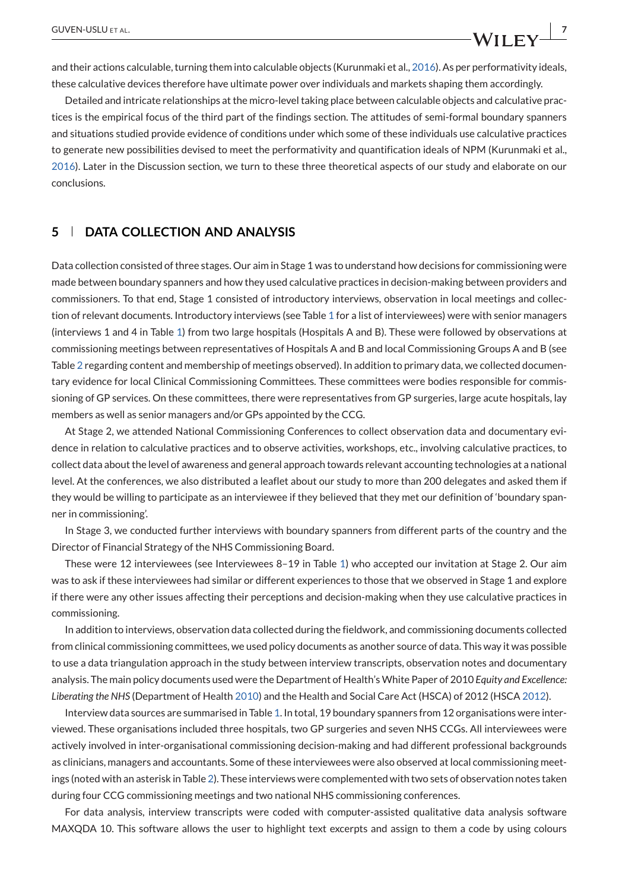and their actions calculable, turning them into calculable objects (Kurunmaki et al., 2016). As per performativity ideals, these calculative devices therefore have ultimate power over individuals and markets shaping them accordingly.

Detailed and intricate relationships at the micro-level taking place between calculable objects and calculative practices is the empirical focus of the third part of the findings section. The attitudes of semi-formal boundary spanners and situations studied provide evidence of conditions under which some of these individuals use calculative practices to generate new possibilities devised to meet the performativity and quantification ideals of NPM (Kurunmaki et al., 2016). Later in the Discussion section, we turn to these three theoretical aspects of our study and elaborate on our conclusions.

## 5 | DATA COLLECTION AND ANALYSIS

Data collection consisted of three stages. Our aim in Stage 1 was to understand how decisions for commissioning were made between boundary spanners and how they used calculative practices in decision-making between providers and commissioners. To that end, Stage 1 consisted of introductory interviews, observation in local meetings and collection of relevant documents. Introductory interviews (see Table 1 for a list of interviewees) were with senior managers (interviews 1 and 4 in Table 1) from two large hospitals (Hospitals A and B). These were followed by observations at commissioning meetings between representatives of Hospitals A and B and local Commissioning Groups A and B (see Table 2 regarding content and membership of meetings observed). In addition to primary data, we collected documentary evidence for local Clinical Commissioning Committees. These committees were bodies responsible for commissioning of GP services. On these committees, there were representatives from GP surgeries, large acute hospitals, lay members as well as senior managers and/or GPs appointed by the CCG.

At Stage 2, we attended National Commissioning Conferences to collect observation data and documentary evidence in relation to calculative practices and to observe activities, workshops, etc., involving calculative practices, to collect data about the level of awareness and general approach towards relevant accounting technologies at a national level. At the conferences, we also distributed a leaflet about our study to more than 200 delegates and asked them if they would be willing to participate as an interviewee if they believed that they met our definition of 'boundary spanner in commissioning'.

In Stage 3, we conducted further interviews with boundary spanners from different parts of the country and the Director of Financial Strategy of the NHS Commissioning Board.

These were 12 interviewees (see Interviewees 8–19 in Table 1) who accepted our invitation at Stage 2. Our aim was to ask if these interviewees had similar or different experiences to those that we observed in Stage 1 and explore if there were any other issues affecting their perceptions and decision-making when they use calculative practices in commissioning.

In addition to interviews, observation data collected during the fieldwork, and commissioning documents collected from clinical commissioning committees, we used policy documents as another source of data. This way it was possible to use a data triangulation approach in the study between interview transcripts, observation notes and documentary analysis. The main policy documents used were the Department of Health's White Paper of 2010 *Equity and Excellence: Liberating the NHS* (Department of Health 2010) and the Health and Social Care Act (HSCA) of 2012 (HSCA 2012).

Interview data sources are summarised in Table 1. In total, 19 boundary spanners from 12 organisations were interviewed. These organisations included three hospitals, two GP surgeries and seven NHS CCGs. All interviewees were actively involved in inter-organisational commissioning decision-making and had different professional backgrounds as clinicians, managers and accountants. Some of these interviewees were also observed at local commissioning meetings (noted with an asterisk in Table 2). These interviews were complemented with two sets of observation notes taken during four CCG commissioning meetings and two national NHS commissioning conferences.

For data analysis, interview transcripts were coded with computer-assisted qualitative data analysis software MAXQDA 10. This software allows the user to highlight text excerpts and assign to them a code by using colours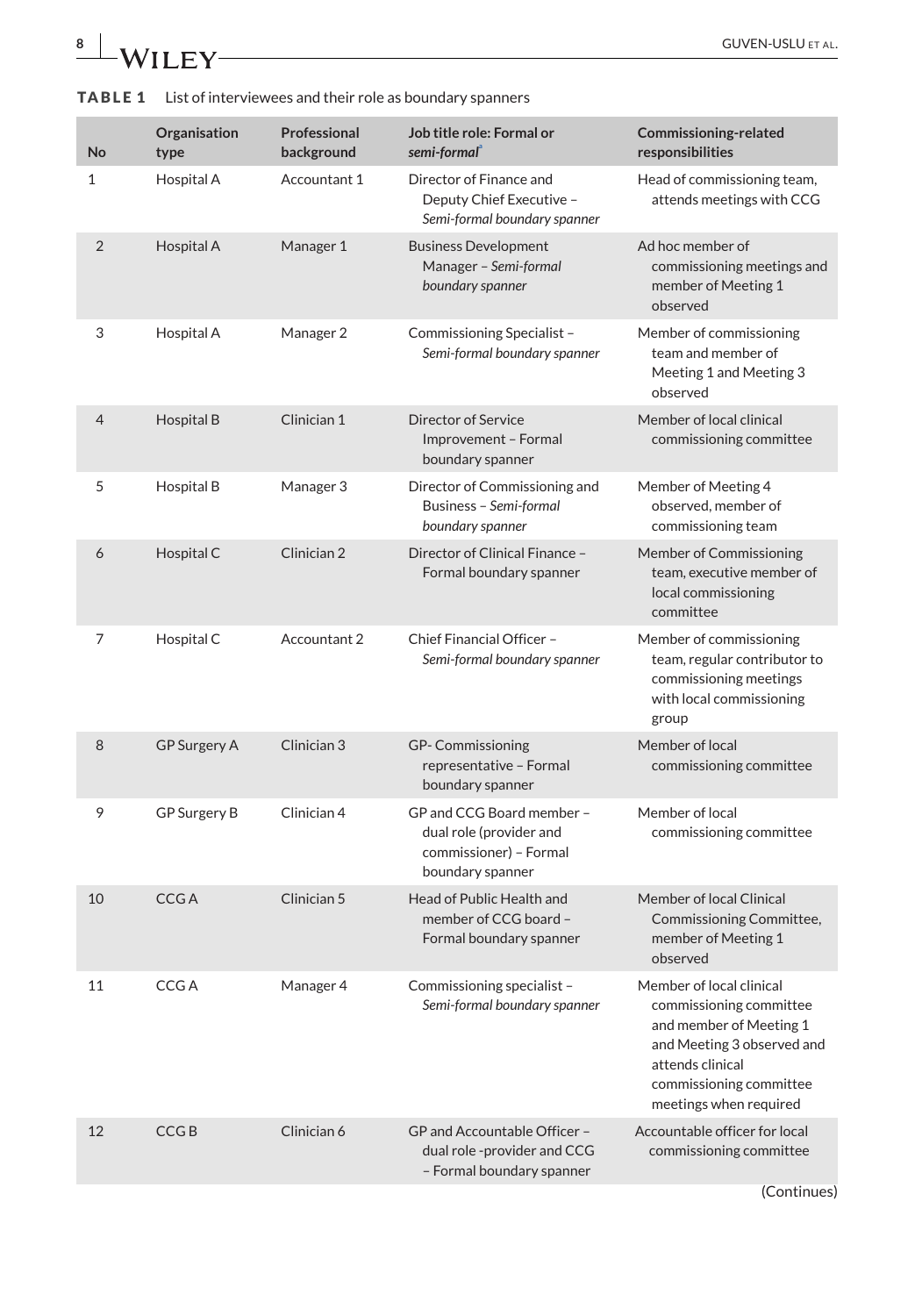**TABLE 1** List of interviewees and their role as boundary spanners

| No | Organisation type | Professional background | Job title role: Formal or *semi-formal*[a] | Commissioning-related responsibilities |
|---|---|---|---|---|
| 1 | Hospital A | Accountant 1 | Director of Finance and Deputy Chief Executive – *Semi-formal boundary spanner* | Head of commissioning team, attends meetings with CCG |
| 2 | Hospital A | Manager 1 | Business Development Manager – *Semi-formal boundary spanner* | Ad hoc member of commissioning meetings and member of Meeting 1 observed |
| 3 | Hospital A | Manager 2 | Commissioning Specialist – *Semi-formal boundary spanner* | Member of commissioning team and member of Meeting 1 and Meeting 3 observed |
| 4 | Hospital B | Clinician 1 | Director of Service Improvement – Formal boundary spanner | Member of local clinical commissioning committee |
| 5 | Hospital B | Manager 3 | Director of Commissioning and Business – *Semi-formal boundary spanner* | Member of Meeting 4 observed, member of commissioning team |
| 6 | Hospital C | Clinician 2 | Director of Clinical Finance – Formal boundary spanner | Member of Commissioning team, executive member of local commissioning committee |
| 7 | Hospital C | Accountant 2 | Chief Financial Officer – *Semi-formal boundary spanner* | Member of commissioning team, regular contributor to commissioning meetings with local commissioning group |
| 8 | GP Surgery A | Clinician 3 | GP- Commissioning representative – Formal boundary spanner | Member of local commissioning committee |
| 9 | GP Surgery B | Clinician 4 | GP and CCG Board member – dual role (provider and commissioner) – Formal boundary spanner | Member of local commissioning committee |
| 10 | CCG A | Clinician 5 | Head of Public Health and member of CCG board – Formal boundary spanner | Member of local Clinical Commissioning Committee, member of Meeting 1 observed |
| 11 | CCG A | Manager 4 | Commissioning specialist – *Semi-formal boundary spanner* | Member of local clinical commissioning committee and member of Meeting 1 and Meeting 3 observed and attends clinical commissioning committee meetings when required |
| 12 | CCG B | Clinician 6 | GP and Accountable Officer – dual role -provider and CCG – Formal boundary spanner | Accountable officer for local commissioning committee |

(Continues)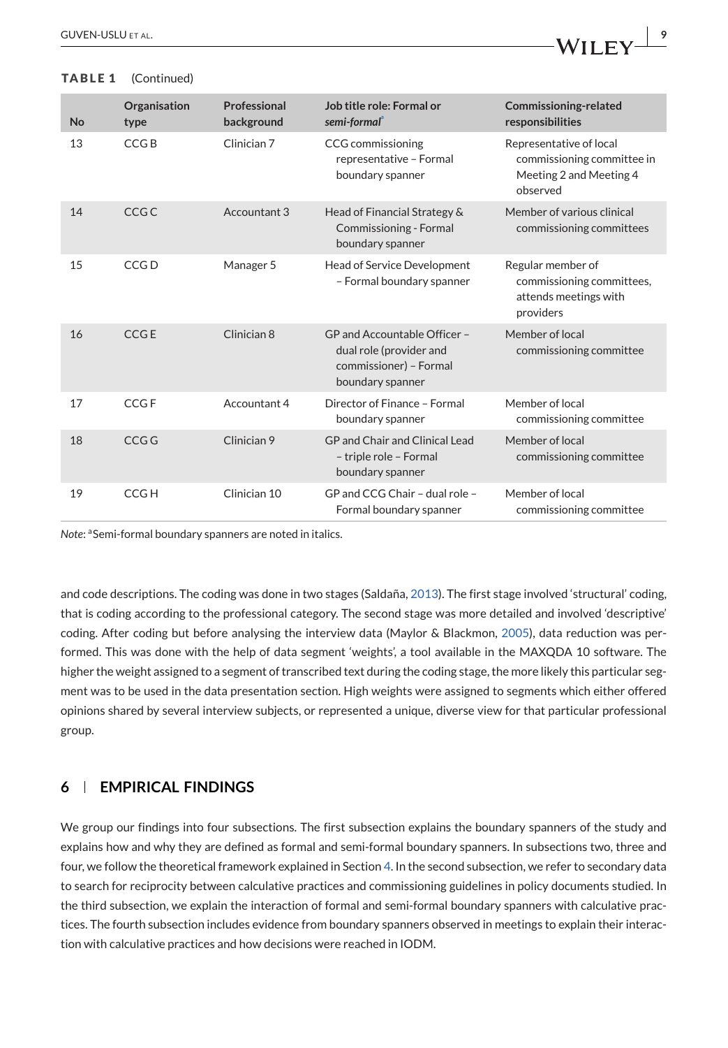**TABLE 1** (Continued)

| No | Organisation type | Professional background | Job title role: Formal or *semi-formal*[a] | Commissioning-related responsibilities |
|---|---|---|---|---|
| 13 | CCG B | Clinician 7 | CCG commissioning representative – Formal boundary spanner | Representative of local commissioning committee in Meeting 2 and Meeting 4 observed |
| 14 | CCG C | Accountant 3 | Head of Financial Strategy & Commissioning - Formal boundary spanner | Member of various clinical commissioning committees |
| 15 | CCG D | Manager 5 | Head of Service Development – Formal boundary spanner | Regular member of commissioning committees, attends meetings with providers |
| 16 | CCG E | Clinician 8 | GP and Accountable Officer – dual role (provider and commissioner) – Formal boundary spanner | Member of local commissioning committee |
| 17 | CCG F | Accountant 4 | Director of Finance – Formal boundary spanner | Member of local commissioning committee |
| 18 | CCG G | Clinician 9 | GP and Chair and Clinical Lead – triple role – Formal boundary spanner | Member of local commissioning committee |
| 19 | CCG H | Clinician 10 | GP and CCG Chair – dual role – Formal boundary spanner | Member of local commissioning committee |

*Note*: [a]Semi-formal boundary spanners are noted in italics.

and code descriptions. The coding was done in two stages (Saldaña, 2013). The first stage involved 'structural' coding, that is coding according to the professional category. The second stage was more detailed and involved 'descriptive' coding. After coding but before analysing the interview data (Maylor & Blackmon, 2005), data reduction was performed. This was done with the help of data segment 'weights', a tool available in the MAXQDA 10 software. The higher the weight assigned to a segment of transcribed text during the coding stage, the more likely this particular segment was to be used in the data presentation section. High weights were assigned to segments which either offered opinions shared by several interview subjects, or represented a unique, diverse view for that particular professional group.

## 6 | EMPIRICAL FINDINGS

We group our findings into four subsections. The first subsection explains the boundary spanners of the study and explains how and why they are defined as formal and semi-formal boundary spanners. In subsections two, three and four, we follow the theoretical framework explained in Section 4. In the second subsection, we refer to secondary data to search for reciprocity between calculative practices and commissioning guidelines in policy documents studied. In the third subsection, we explain the interaction of formal and semi-formal boundary spanners with calculative practices. The fourth subsection includes evidence from boundary spanners observed in meetings to explain their interaction with calculative practices and how decisions were reached in IODM.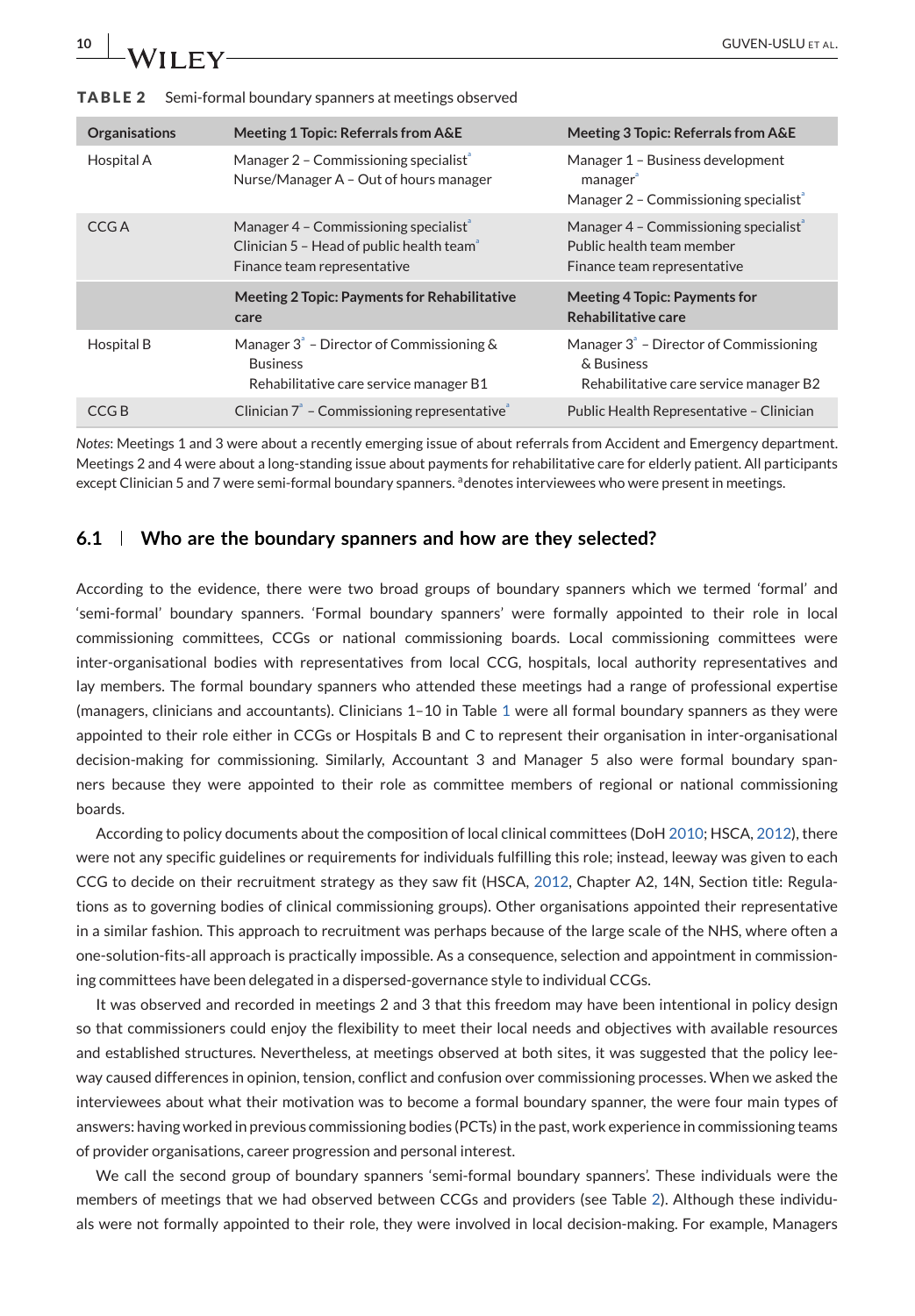**TABLE 2** Semi-formal boundary spanners at meetings observed

| Organisations | Meeting 1 Topic: Referrals from A&E | Meeting 3 Topic: Referrals from A&E |
|---|---|---|
| Hospital A | Manager 2 – Commissioning specialist[a]<br>Nurse/Manager A – Out of hours manager | Manager 1 – Business development manager[a]<br>Manager 2 – Commissioning specialist[a] |
| CCG A | Manager 4 – Commissioning specialist[a]<br>Clinician 5 – Head of public health team[a]<br>Finance team representative | Manager 4 – Commissioning specialist[a]<br>Public health team member<br>Finance team representative |
| | **Meeting 2 Topic: Payments for Rehabilitative care** | **Meeting 4 Topic: Payments for Rehabilitative care** |
| Hospital B | Manager 3[a] – Director of Commissioning & Business<br>Rehabilitative care service manager B1 | Manager 3[a] – Director of Commissioning & Business<br>Rehabilitative care service manager B2 |
| CCG B | Clinician 7[a] – Commissioning representative[a] | Public Health Representative – Clinician |

*Notes*: Meetings 1 and 3 were about a recently emerging issue of about referrals from Accident and Emergency department. Meetings 2 and 4 were about a long-standing issue about payments for rehabilitative care for elderly patient. All participants except Clinician 5 and 7 were semi-formal boundary spanners. [a]denotes interviewees who were present in meetings.

### 6.1 | Who are the boundary spanners and how are they selected?

According to the evidence, there were two broad groups of boundary spanners which we termed 'formal' and 'semi-formal' boundary spanners. 'Formal boundary spanners' were formally appointed to their role in local commissioning committees, CCGs or national commissioning boards. Local commissioning committees were inter-organisational bodies with representatives from local CCG, hospitals, local authority representatives and lay members. The formal boundary spanners who attended these meetings had a range of professional expertise (managers, clinicians and accountants). Clinicians 1–10 in Table 1 were all formal boundary spanners as they were appointed to their role either in CCGs or Hospitals B and C to represent their organisation in inter-organisational decision-making for commissioning. Similarly, Accountant 3 and Manager 5 also were formal boundary spanners because they were appointed to their role as committee members of regional or national commissioning boards.

According to policy documents about the composition of local clinical committees (DoH 2010; HSCA, 2012), there were not any specific guidelines or requirements for individuals fulfilling this role; instead, leeway was given to each CCG to decide on their recruitment strategy as they saw fit (HSCA, 2012, Chapter A2, 14N, Section title: Regulations as to governing bodies of clinical commissioning groups). Other organisations appointed their representative in a similar fashion. This approach to recruitment was perhaps because of the large scale of the NHS, where often a one-solution-fits-all approach is practically impossible. As a consequence, selection and appointment in commissioning committees have been delegated in a dispersed-governance style to individual CCGs.

It was observed and recorded in meetings 2 and 3 that this freedom may have been intentional in policy design so that commissioners could enjoy the flexibility to meet their local needs and objectives with available resources and established structures. Nevertheless, at meetings observed at both sites, it was suggested that the policy leeway caused differences in opinion, tension, conflict and confusion over commissioning processes. When we asked the interviewees about what their motivation was to become a formal boundary spanner, the were four main types of answers: having worked in previous commissioning bodies (PCTs) in the past, work experience in commissioning teams of provider organisations, career progression and personal interest.

We call the second group of boundary spanners 'semi-formal boundary spanners'. These individuals were the members of meetings that we had observed between CCGs and providers (see Table 2). Although these individuals were not formally appointed to their role, they were involved in local decision-making. For example, Managers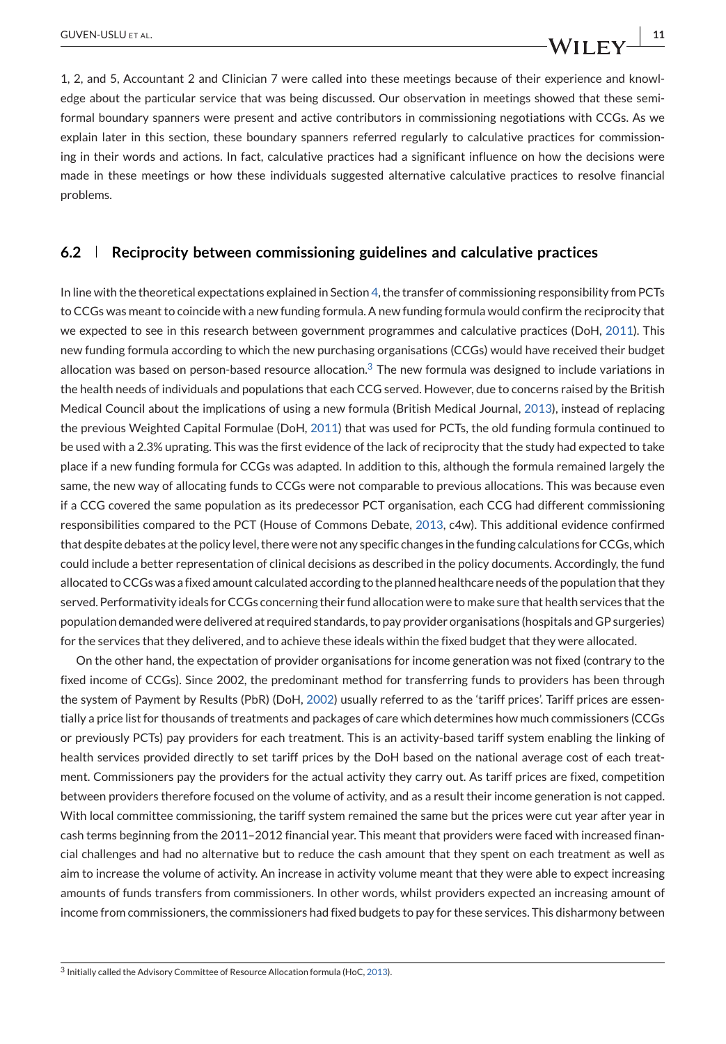1, 2, and 5, Accountant 2 and Clinician 7 were called into these meetings because of their experience and knowledge about the particular service that was being discussed. Our observation in meetings showed that these semi-formal boundary spanners were present and active contributors in commissioning negotiations with CCGs. As we explain later in this section, these boundary spanners referred regularly to calculative practices for commissioning in their words and actions. In fact, calculative practices had a significant influence on how the decisions were made in these meetings or how these individuals suggested alternative calculative practices to resolve financial problems.

### 6.2 | Reciprocity between commissioning guidelines and calculative practices

In line with the theoretical expectations explained in Section 4, the transfer of commissioning responsibility from PCTs to CCGs was meant to coincide with a new funding formula. A new funding formula would confirm the reciprocity that we expected to see in this research between government programmes and calculative practices (DoH, 2011). This new funding formula according to which the new purchasing organisations (CCGs) would have received their budget allocation was based on person-based resource allocation.[3] The new formula was designed to include variations in the health needs of individuals and populations that each CCG served. However, due to concerns raised by the British Medical Council about the implications of using a new formula (British Medical Journal, 2013), instead of replacing the previous Weighted Capital Formulae (DoH, 2011) that was used for PCTs, the old funding formula continued to be used with a 2.3% uprating. This was the first evidence of the lack of reciprocity that the study had expected to take place if a new funding formula for CCGs was adapted. In addition to this, although the formula remained largely the same, the new way of allocating funds to CCGs were not comparable to previous allocations. This was because even if a CCG covered the same population as its predecessor PCT organisation, each CCG had different commissioning responsibilities compared to the PCT (House of Commons Debate, 2013, c4w). This additional evidence confirmed that despite debates at the policy level, there were not any specific changes in the funding calculations for CCGs, which could include a better representation of clinical decisions as described in the policy documents. Accordingly, the fund allocated to CCGs was a fixed amount calculated according to the planned healthcare needs of the population that they served. Performativity ideals for CCGs concerning their fund allocation were to make sure that health services that the population demanded were delivered at required standards, to pay provider organisations (hospitals and GP surgeries) for the services that they delivered, and to achieve these ideals within the fixed budget that they were allocated.

On the other hand, the expectation of provider organisations for income generation was not fixed (contrary to the fixed income of CCGs). Since 2002, the predominant method for transferring funds to providers has been through the system of Payment by Results (PbR) (DoH, 2002) usually referred to as the 'tariff prices'. Tariff prices are essentially a price list for thousands of treatments and packages of care which determines how much commissioners (CCGs or previously PCTs) pay providers for each treatment. This is an activity-based tariff system enabling the linking of health services provided directly to set tariff prices by the DoH based on the national average cost of each treatment. Commissioners pay the providers for the actual activity they carry out. As tariff prices are fixed, competition between providers therefore focused on the volume of activity, and as a result their income generation is not capped. With local committee commissioning, the tariff system remained the same but the prices were cut year after year in cash terms beginning from the 2011–2012 financial year. This meant that providers were faced with increased financial challenges and had no alternative but to reduce the cash amount that they spent on each treatment as well as aim to increase the volume of activity. An increase in activity volume meant that they were able to expect increasing amounts of funds transfers from commissioners. In other words, whilst providers expected an increasing amount of income from commissioners, the commissioners had fixed budgets to pay for these services. This disharmony between

[3] Initially called the Advisory Committee of Resource Allocation formula (HoC, 2013).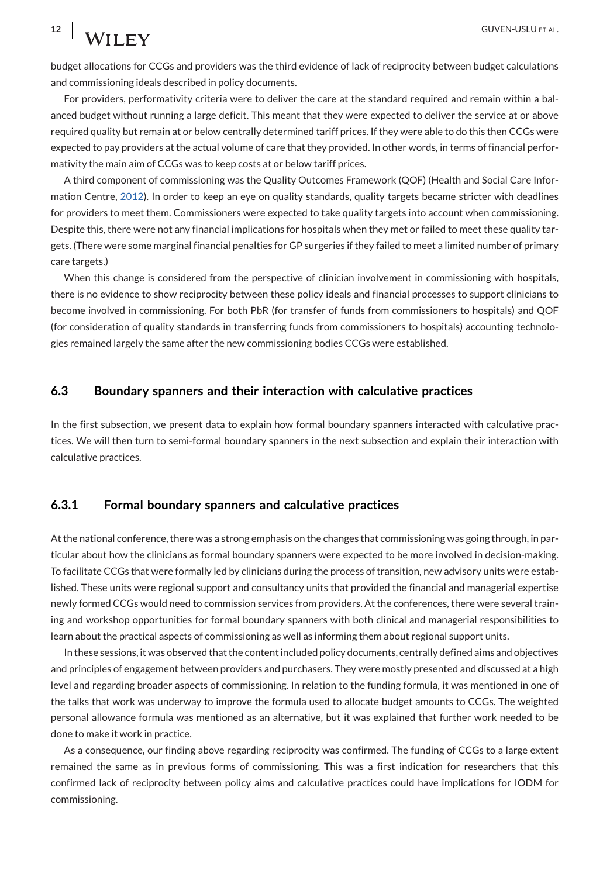budget allocations for CCGs and providers was the third evidence of lack of reciprocity between budget calculations and commissioning ideals described in policy documents.

For providers, performativity criteria were to deliver the care at the standard required and remain within a balanced budget without running a large deficit. This meant that they were expected to deliver the service at or above required quality but remain at or below centrally determined tariff prices. If they were able to do this then CCGs were expected to pay providers at the actual volume of care that they provided. In other words, in terms of financial performativity the main aim of CCGs was to keep costs at or below tariff prices.

A third component of commissioning was the Quality Outcomes Framework (QOF) (Health and Social Care Information Centre, 2012). In order to keep an eye on quality standards, quality targets became stricter with deadlines for providers to meet them. Commissioners were expected to take quality targets into account when commissioning. Despite this, there were not any financial implications for hospitals when they met or failed to meet these quality targets. (There were some marginal financial penalties for GP surgeries if they failed to meet a limited number of primary care targets.)

When this change is considered from the perspective of clinician involvement in commissioning with hospitals, there is no evidence to show reciprocity between these policy ideals and financial processes to support clinicians to become involved in commissioning. For both PbR (for transfer of funds from commissioners to hospitals) and QOF (for consideration of quality standards in transferring funds from commissioners to hospitals) accounting technologies remained largely the same after the new commissioning bodies CCGs were established.

### 6.3 | Boundary spanners and their interaction with calculative practices

In the first subsection, we present data to explain how formal boundary spanners interacted with calculative practices. We will then turn to semi-formal boundary spanners in the next subsection and explain their interaction with calculative practices.

#### 6.3.1 | Formal boundary spanners and calculative practices

At the national conference, there was a strong emphasis on the changes that commissioning was going through, in particular about how the clinicians as formal boundary spanners were expected to be more involved in decision-making. To facilitate CCGs that were formally led by clinicians during the process of transition, new advisory units were established. These units were regional support and consultancy units that provided the financial and managerial expertise newly formed CCGs would need to commission services from providers. At the conferences, there were several training and workshop opportunities for formal boundary spanners with both clinical and managerial responsibilities to learn about the practical aspects of commissioning as well as informing them about regional support units.

In these sessions, it was observed that the content included policy documents, centrally defined aims and objectives and principles of engagement between providers and purchasers. They were mostly presented and discussed at a high level and regarding broader aspects of commissioning. In relation to the funding formula, it was mentioned in one of the talks that work was underway to improve the formula used to allocate budget amounts to CCGs. The weighted personal allowance formula was mentioned as an alternative, but it was explained that further work needed to be done to make it work in practice.

As a consequence, our finding above regarding reciprocity was confirmed. The funding of CCGs to a large extent remained the same as in previous forms of commissioning. This was a first indication for researchers that this confirmed lack of reciprocity between policy aims and calculative practices could have implications for IODM for commissioning.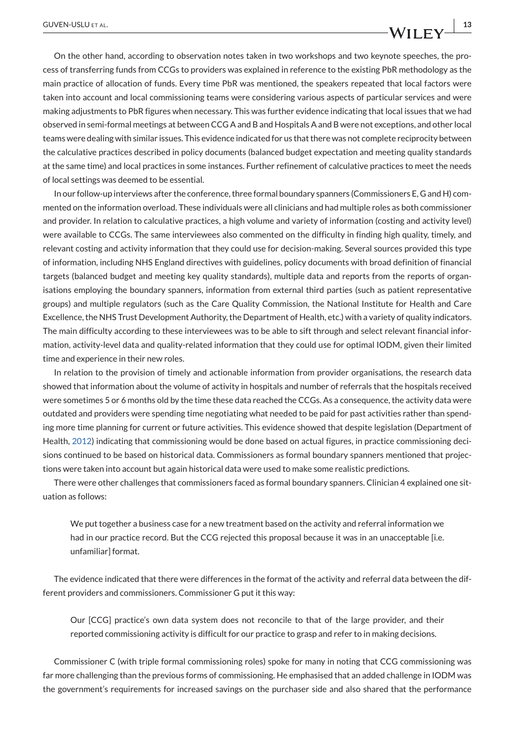On the other hand, according to observation notes taken in two workshops and two keynote speeches, the process of transferring funds from CCGs to providers was explained in reference to the existing PbR methodology as the main practice of allocation of funds. Every time PbR was mentioned, the speakers repeated that local factors were taken into account and local commissioning teams were considering various aspects of particular services and were making adjustments to PbR figures when necessary. This was further evidence indicating that local issues that we had observed in semi-formal meetings at between CCG A and B and Hospitals A and B were not exceptions, and other local teams were dealing with similar issues. This evidence indicated for us that there was not complete reciprocity between the calculative practices described in policy documents (balanced budget expectation and meeting quality standards at the same time) and local practices in some instances. Further refinement of calculative practices to meet the needs of local settings was deemed to be essential.

In our follow-up interviews after the conference, three formal boundary spanners (Commissioners E, G and H) commented on the information overload. These individuals were all clinicians and had multiple roles as both commissioner and provider. In relation to calculative practices, a high volume and variety of information (costing and activity level) were available to CCGs. The same interviewees also commented on the difficulty in finding high quality, timely, and relevant costing and activity information that they could use for decision-making. Several sources provided this type of information, including NHS England directives with guidelines, policy documents with broad definition of financial targets (balanced budget and meeting key quality standards), multiple data and reports from the reports of organisations employing the boundary spanners, information from external third parties (such as patient representative groups) and multiple regulators (such as the Care Quality Commission, the National Institute for Health and Care Excellence, the NHS Trust Development Authority, the Department of Health, etc.) with a variety of quality indicators. The main difficulty according to these interviewees was to be able to sift through and select relevant financial information, activity-level data and quality-related information that they could use for optimal IODM, given their limited time and experience in their new roles.

In relation to the provision of timely and actionable information from provider organisations, the research data showed that information about the volume of activity in hospitals and number of referrals that the hospitals received were sometimes 5 or 6 months old by the time these data reached the CCGs. As a consequence, the activity data were outdated and providers were spending time negotiating what needed to be paid for past activities rather than spending more time planning for current or future activities. This evidence showed that despite legislation (Department of Health, 2012) indicating that commissioning would be done based on actual figures, in practice commissioning decisions continued to be based on historical data. Commissioners as formal boundary spanners mentioned that projections were taken into account but again historical data were used to make some realistic predictions.

There were other challenges that commissioners faced as formal boundary spanners. Clinician 4 explained one situation as follows:

> We put together a business case for a new treatment based on the activity and referral information we had in our practice record. But the CCG rejected this proposal because it was in an unacceptable [i.e. unfamiliar] format.

The evidence indicated that there were differences in the format of the activity and referral data between the different providers and commissioners. Commissioner G put it this way:

> Our [CCG] practice's own data system does not reconcile to that of the large provider, and their reported commissioning activity is difficult for our practice to grasp and refer to in making decisions.

Commissioner C (with triple formal commissioning roles) spoke for many in noting that CCG commissioning was far more challenging than the previous forms of commissioning. He emphasised that an added challenge in IODM was the government's requirements for increased savings on the purchaser side and also shared that the performance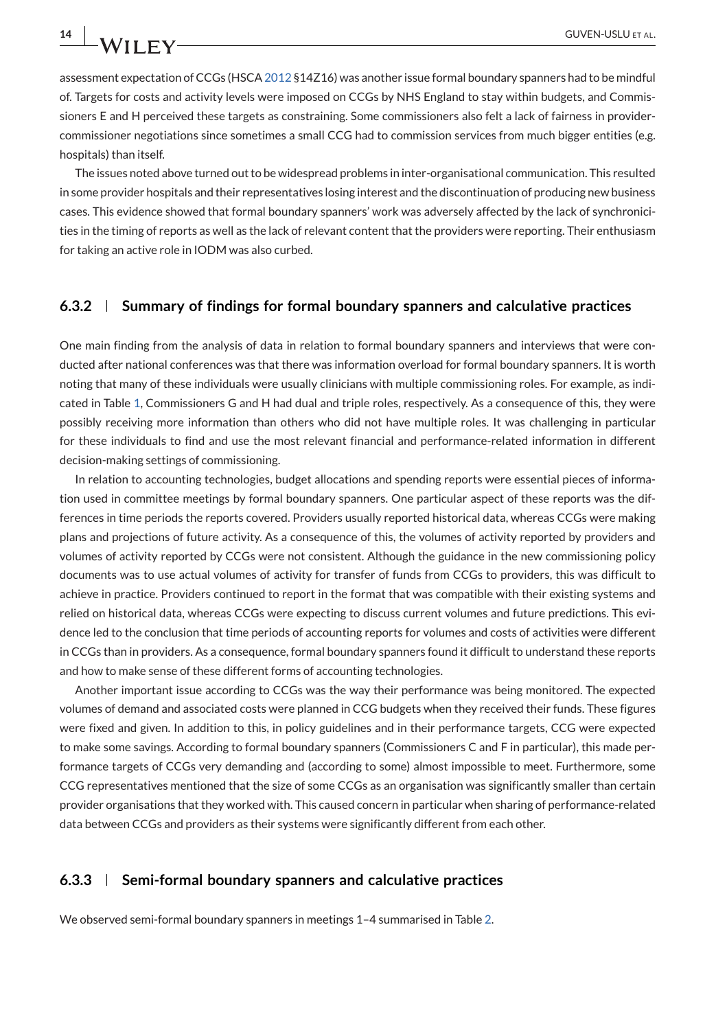assessment expectation of CCGs (HSCA 2012 §14Z16) was another issue formal boundary spanners had to be mindful of. Targets for costs and activity levels were imposed on CCGs by NHS England to stay within budgets, and Commissioners E and H perceived these targets as constraining. Some commissioners also felt a lack of fairness in provider-commissioner negotiations since sometimes a small CCG had to commission services from much bigger entities (e.g. hospitals) than itself.

The issues noted above turned out to be widespread problems in inter-organisational communication. This resulted in some provider hospitals and their representatives losing interest and the discontinuation of producing new business cases. This evidence showed that formal boundary spanners' work was adversely affected by the lack of synchronicities in the timing of reports as well as the lack of relevant content that the providers were reporting. Their enthusiasm for taking an active role in IODM was also curbed.

### 6.3.2 | Summary of findings for formal boundary spanners and calculative practices

One main finding from the analysis of data in relation to formal boundary spanners and interviews that were conducted after national conferences was that there was information overload for formal boundary spanners. It is worth noting that many of these individuals were usually clinicians with multiple commissioning roles. For example, as indicated in Table 1, Commissioners G and H had dual and triple roles, respectively. As a consequence of this, they were possibly receiving more information than others who did not have multiple roles. It was challenging in particular for these individuals to find and use the most relevant financial and performance-related information in different decision-making settings of commissioning.

In relation to accounting technologies, budget allocations and spending reports were essential pieces of information used in committee meetings by formal boundary spanners. One particular aspect of these reports was the differences in time periods the reports covered. Providers usually reported historical data, whereas CCGs were making plans and projections of future activity. As a consequence of this, the volumes of activity reported by providers and volumes of activity reported by CCGs were not consistent. Although the guidance in the new commissioning policy documents was to use actual volumes of activity for transfer of funds from CCGs to providers, this was difficult to achieve in practice. Providers continued to report in the format that was compatible with their existing systems and relied on historical data, whereas CCGs were expecting to discuss current volumes and future predictions. This evidence led to the conclusion that time periods of accounting reports for volumes and costs of activities were different in CCGs than in providers. As a consequence, formal boundary spanners found it difficult to understand these reports and how to make sense of these different forms of accounting technologies.

Another important issue according to CCGs was the way their performance was being monitored. The expected volumes of demand and associated costs were planned in CCG budgets when they received their funds. These figures were fixed and given. In addition to this, in policy guidelines and in their performance targets, CCG were expected to make some savings. According to formal boundary spanners (Commissioners C and F in particular), this made performance targets of CCGs very demanding and (according to some) almost impossible to meet. Furthermore, some CCG representatives mentioned that the size of some CCGs as an organisation was significantly smaller than certain provider organisations that they worked with. This caused concern in particular when sharing of performance-related data between CCGs and providers as their systems were significantly different from each other.

### 6.3.3 | Semi-formal boundary spanners and calculative practices

We observed semi-formal boundary spanners in meetings 1–4 summarised in Table 2.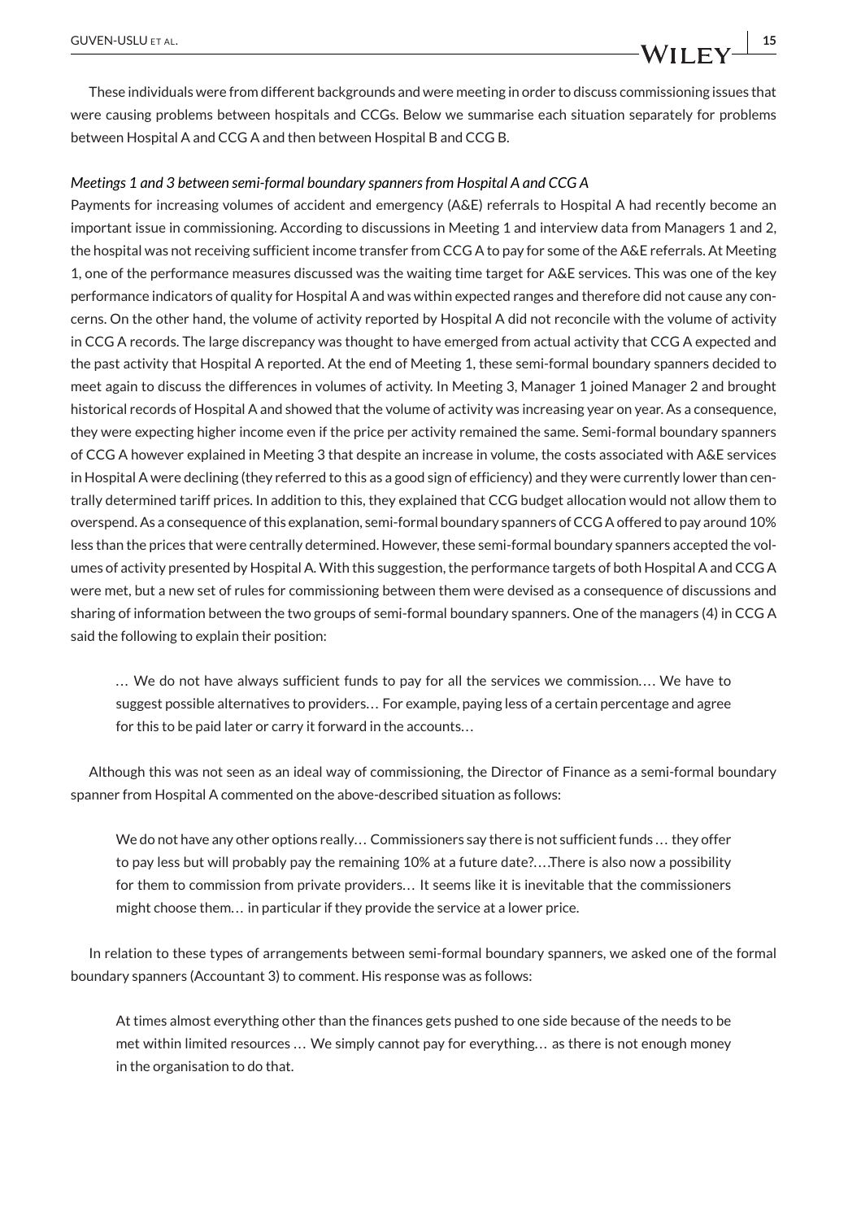These individuals were from different backgrounds and were meeting in order to discuss commissioning issues that were causing problems between hospitals and CCGs. Below we summarise each situation separately for problems between Hospital A and CCG A and then between Hospital B and CCG B.

*Meetings 1 and 3 between semi-formal boundary spanners from Hospital A and CCG A*

Payments for increasing volumes of accident and emergency (A&E) referrals to Hospital A had recently become an important issue in commissioning. According to discussions in Meeting 1 and interview data from Managers 1 and 2, the hospital was not receiving sufficient income transfer from CCG A to pay for some of the A&E referrals. At Meeting 1, one of the performance measures discussed was the waiting time target for A&E services. This was one of the key performance indicators of quality for Hospital A and was within expected ranges and therefore did not cause any concerns. On the other hand, the volume of activity reported by Hospital A did not reconcile with the volume of activity in CCG A records. The large discrepancy was thought to have emerged from actual activity that CCG A expected and the past activity that Hospital A reported. At the end of Meeting 1, these semi-formal boundary spanners decided to meet again to discuss the differences in volumes of activity. In Meeting 3, Manager 1 joined Manager 2 and brought historical records of Hospital A and showed that the volume of activity was increasing year on year. As a consequence, they were expecting higher income even if the price per activity remained the same. Semi-formal boundary spanners of CCG A however explained in Meeting 3 that despite an increase in volume, the costs associated with A&E services in Hospital A were declining (they referred to this as a good sign of efficiency) and they were currently lower than centrally determined tariff prices. In addition to this, they explained that CCG budget allocation would not allow them to overspend. As a consequence of this explanation, semi-formal boundary spanners of CCG A offered to pay around 10% less than the prices that were centrally determined. However, these semi-formal boundary spanners accepted the volumes of activity presented by Hospital A. With this suggestion, the performance targets of both Hospital A and CCG A were met, but a new set of rules for commissioning between them were devised as a consequence of discussions and sharing of information between the two groups of semi-formal boundary spanners. One of the managers (4) in CCG A said the following to explain their position:

> … We do not have always sufficient funds to pay for all the services we commission.… We have to suggest possible alternatives to providers… For example, paying less of a certain percentage and agree for this to be paid later or carry it forward in the accounts…

Although this was not seen as an ideal way of commissioning, the Director of Finance as a semi-formal boundary spanner from Hospital A commented on the above-described situation as follows:

> We do not have any other options really… Commissioners say there is not sufficient funds … they offer to pay less but will probably pay the remaining 10% at a future date?….There is also now a possibility for them to commission from private providers… It seems like it is inevitable that the commissioners might choose them… in particular if they provide the service at a lower price.

In relation to these types of arrangements between semi-formal boundary spanners, we asked one of the formal boundary spanners (Accountant 3) to comment. His response was as follows:

> At times almost everything other than the finances gets pushed to one side because of the needs to be met within limited resources … We simply cannot pay for everything… as there is not enough money in the organisation to do that.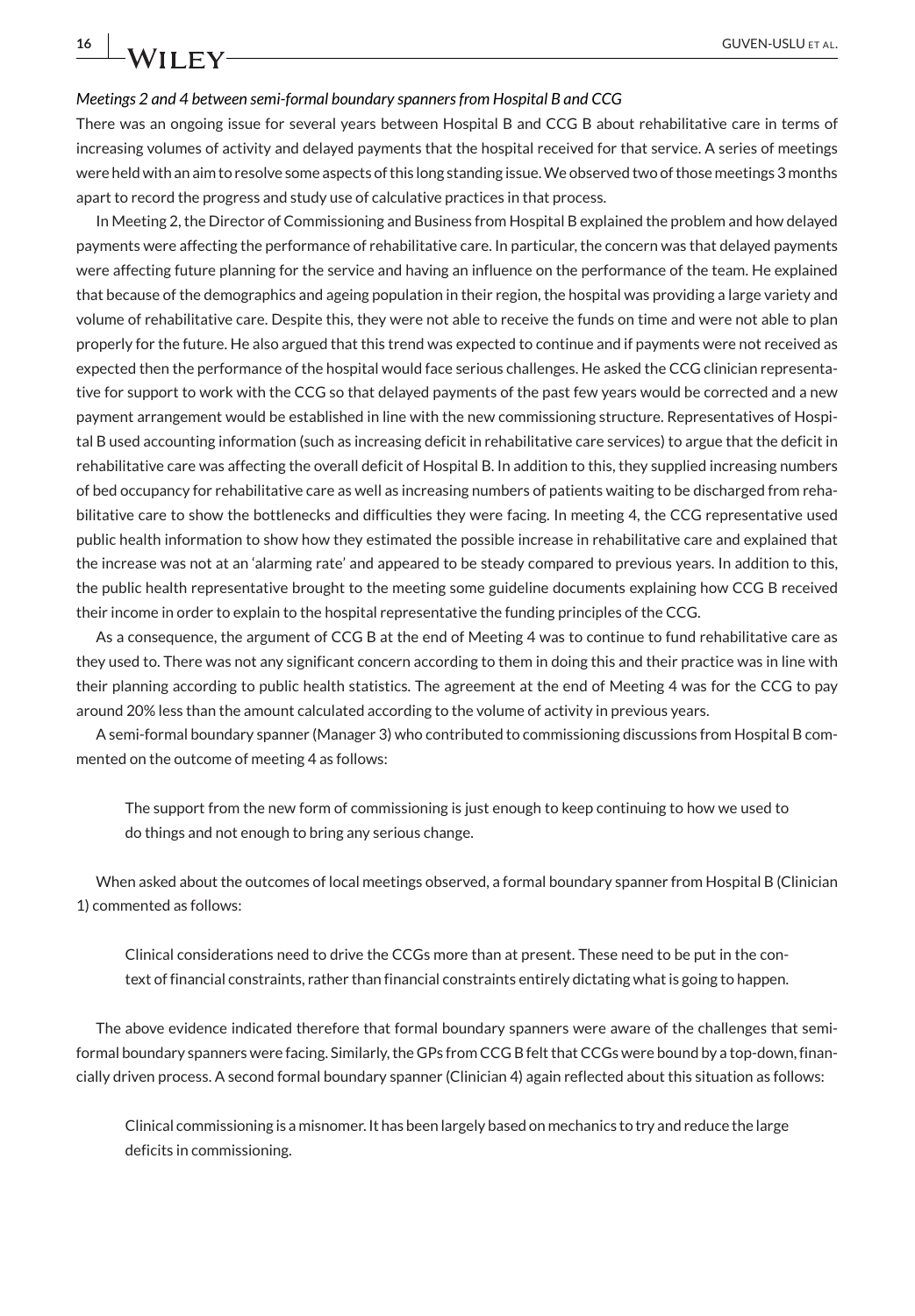*Meetings 2 and 4 between semi-formal boundary spanners from Hospital B and CCG*

There was an ongoing issue for several years between Hospital B and CCG B about rehabilitative care in terms of increasing volumes of activity and delayed payments that the hospital received for that service. A series of meetings were held with an aim to resolve some aspects of this long standing issue. We observed two of those meetings 3 months apart to record the progress and study use of calculative practices in that process.

In Meeting 2, the Director of Commissioning and Business from Hospital B explained the problem and how delayed payments were affecting the performance of rehabilitative care. In particular, the concern was that delayed payments were affecting future planning for the service and having an influence on the performance of the team. He explained that because of the demographics and ageing population in their region, the hospital was providing a large variety and volume of rehabilitative care. Despite this, they were not able to receive the funds on time and were not able to plan properly for the future. He also argued that this trend was expected to continue and if payments were not received as expected then the performance of the hospital would face serious challenges. He asked the CCG clinician representative for support to work with the CCG so that delayed payments of the past few years would be corrected and a new payment arrangement would be established in line with the new commissioning structure. Representatives of Hospital B used accounting information (such as increasing deficit in rehabilitative care services) to argue that the deficit in rehabilitative care was affecting the overall deficit of Hospital B. In addition to this, they supplied increasing numbers of bed occupancy for rehabilitative care as well as increasing numbers of patients waiting to be discharged from rehabilitative care to show the bottlenecks and difficulties they were facing. In meeting 4, the CCG representative used public health information to show how they estimated the possible increase in rehabilitative care and explained that the increase was not at an 'alarming rate' and appeared to be steady compared to previous years. In addition to this, the public health representative brought to the meeting some guideline documents explaining how CCG B received their income in order to explain to the hospital representative the funding principles of the CCG.

As a consequence, the argument of CCG B at the end of Meeting 4 was to continue to fund rehabilitative care as they used to. There was not any significant concern according to them in doing this and their practice was in line with their planning according to public health statistics. The agreement at the end of Meeting 4 was for the CCG to pay around 20% less than the amount calculated according to the volume of activity in previous years.

A semi-formal boundary spanner (Manager 3) who contributed to commissioning discussions from Hospital B commented on the outcome of meeting 4 as follows:

> The support from the new form of commissioning is just enough to keep continuing to how we used to do things and not enough to bring any serious change.

When asked about the outcomes of local meetings observed, a formal boundary spanner from Hospital B (Clinician 1) commented as follows:

> Clinical considerations need to drive the CCGs more than at present. These need to be put in the context of financial constraints, rather than financial constraints entirely dictating what is going to happen.

The above evidence indicated therefore that formal boundary spanners were aware of the challenges that semi-formal boundary spanners were facing. Similarly, the GPs from CCG B felt that CCGs were bound by a top-down, financially driven process. A second formal boundary spanner (Clinician 4) again reflected about this situation as follows:

> Clinical commissioning is a misnomer. It has been largely based on mechanics to try and reduce the large deficits in commissioning.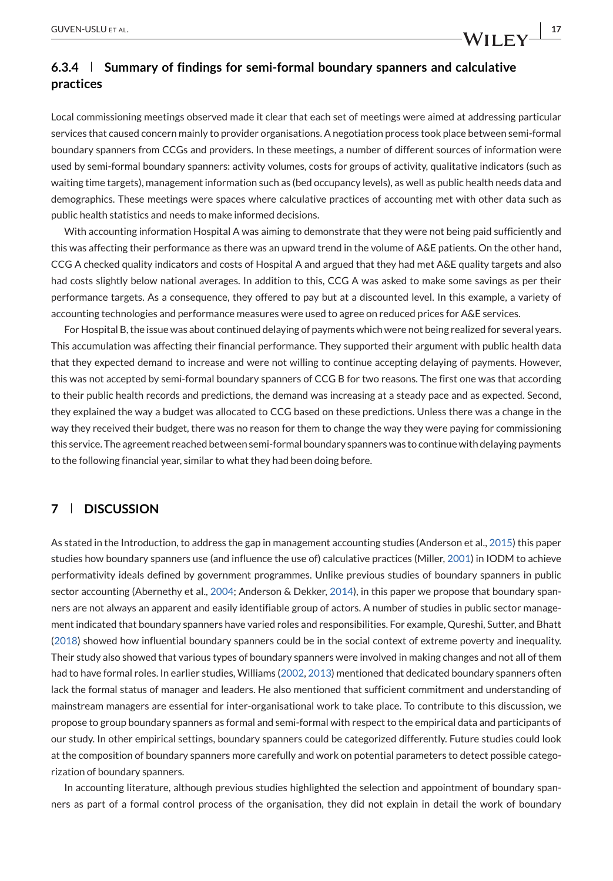### 6.3.4 Summary of findings for semi-formal boundary spanners and calculative practices

Local commissioning meetings observed made it clear that each set of meetings were aimed at addressing particular services that caused concern mainly to provider organisations. A negotiation process took place between semi-formal boundary spanners from CCGs and providers. In these meetings, a number of different sources of information were used by semi-formal boundary spanners: activity volumes, costs for groups of activity, qualitative indicators (such as waiting time targets), management information such as (bed occupancy levels), as well as public health needs data and demographics. These meetings were spaces where calculative practices of accounting met with other data such as public health statistics and needs to make informed decisions.

With accounting information Hospital A was aiming to demonstrate that they were not being paid sufficiently and this was affecting their performance as there was an upward trend in the volume of A&E patients. On the other hand, CCG A checked quality indicators and costs of Hospital A and argued that they had met A&E quality targets and also had costs slightly below national averages. In addition to this, CCG A was asked to make some savings as per their performance targets. As a consequence, they offered to pay but at a discounted level. In this example, a variety of accounting technologies and performance measures were used to agree on reduced prices for A&E services.

For Hospital B, the issue was about continued delaying of payments which were not being realized for several years. This accumulation was affecting their financial performance. They supported their argument with public health data that they expected demand to increase and were not willing to continue accepting delaying of payments. However, this was not accepted by semi-formal boundary spanners of CCG B for two reasons. The first one was that according to their public health records and predictions, the demand was increasing at a steady pace and as expected. Second, they explained the way a budget was allocated to CCG based on these predictions. Unless there was a change in the way they received their budget, there was no reason for them to change the way they were paying for commissioning this service. The agreement reached between semi-formal boundary spanners was to continue with delaying payments to the following financial year, similar to what they had been doing before.

## 7 DISCUSSION

As stated in the Introduction, to address the gap in management accounting studies (Anderson et al., 2015) this paper studies how boundary spanners use (and influence the use of) calculative practices (Miller, 2001) in IODM to achieve performativity ideals defined by government programmes. Unlike previous studies of boundary spanners in public sector accounting (Abernethy et al., 2004; Anderson & Dekker, 2014), in this paper we propose that boundary spanners are not always an apparent and easily identifiable group of actors. A number of studies in public sector management indicated that boundary spanners have varied roles and responsibilities. For example, Qureshi, Sutter, and Bhatt (2018) showed how influential boundary spanners could be in the social context of extreme poverty and inequality. Their study also showed that various types of boundary spanners were involved in making changes and not all of them had to have formal roles. In earlier studies, Williams (2002, 2013) mentioned that dedicated boundary spanners often lack the formal status of manager and leaders. He also mentioned that sufficient commitment and understanding of mainstream managers are essential for inter-organisational work to take place. To contribute to this discussion, we propose to group boundary spanners as formal and semi-formal with respect to the empirical data and participants of our study. In other empirical settings, boundary spanners could be categorized differently. Future studies could look at the composition of boundary spanners more carefully and work on potential parameters to detect possible categorization of boundary spanners.

In accounting literature, although previous studies highlighted the selection and appointment of boundary spanners as part of a formal control process of the organisation, they did not explain in detail the work of boundary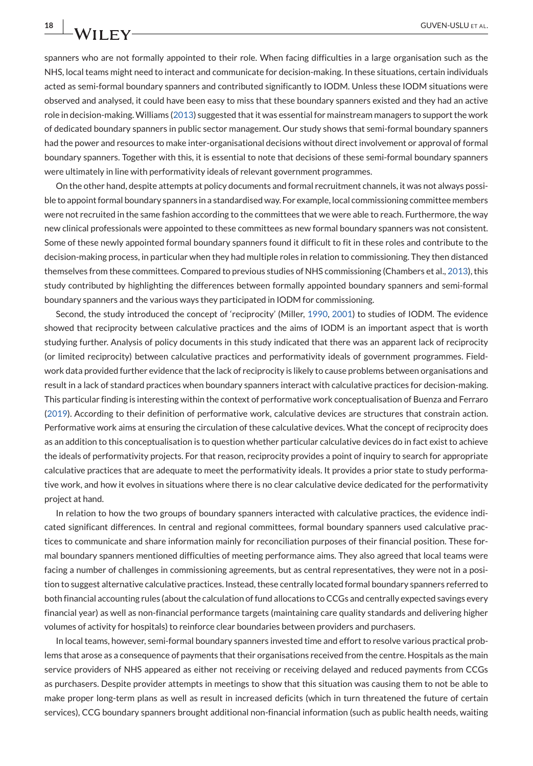spanners who are not formally appointed to their role. When facing difficulties in a large organisation such as the NHS, local teams might need to interact and communicate for decision-making. In these situations, certain individuals acted as semi-formal boundary spanners and contributed significantly to IODM. Unless these IODM situations were observed and analysed, it could have been easy to miss that these boundary spanners existed and they had an active role in decision-making. Williams (2013) suggested that it was essential for mainstream managers to support the work of dedicated boundary spanners in public sector management. Our study shows that semi-formal boundary spanners had the power and resources to make inter-organisational decisions without direct involvement or approval of formal boundary spanners. Together with this, it is essential to note that decisions of these semi-formal boundary spanners were ultimately in line with performativity ideals of relevant government programmes.

On the other hand, despite attempts at policy documents and formal recruitment channels, it was not always possible to appoint formal boundary spanners in a standardised way. For example, local commissioning committee members were not recruited in the same fashion according to the committees that we were able to reach. Furthermore, the way new clinical professionals were appointed to these committees as new formal boundary spanners was not consistent. Some of these newly appointed formal boundary spanners found it difficult to fit in these roles and contribute to the decision-making process, in particular when they had multiple roles in relation to commissioning. They then distanced themselves from these committees. Compared to previous studies of NHS commissioning (Chambers et al., 2013), this study contributed by highlighting the differences between formally appointed boundary spanners and semi-formal boundary spanners and the various ways they participated in IODM for commissioning.

Second, the study introduced the concept of 'reciprocity' (Miller, 1990, 2001) to studies of IODM. The evidence showed that reciprocity between calculative practices and the aims of IODM is an important aspect that is worth studying further. Analysis of policy documents in this study indicated that there was an apparent lack of reciprocity (or limited reciprocity) between calculative practices and performativity ideals of government programmes. Fieldwork data provided further evidence that the lack of reciprocity is likely to cause problems between organisations and result in a lack of standard practices when boundary spanners interact with calculative practices for decision-making. This particular finding is interesting within the context of performative work conceptualisation of Buenza and Ferraro (2019). According to their definition of performative work, calculative devices are structures that constrain action. Performative work aims at ensuring the circulation of these calculative devices. What the concept of reciprocity does as an addition to this conceptualisation is to question whether particular calculative devices do in fact exist to achieve the ideals of performativity projects. For that reason, reciprocity provides a point of inquiry to search for appropriate calculative practices that are adequate to meet the performativity ideals. It provides a prior state to study performative work, and how it evolves in situations where there is no clear calculative device dedicated for the performativity project at hand.

In relation to how the two groups of boundary spanners interacted with calculative practices, the evidence indicated significant differences. In central and regional committees, formal boundary spanners used calculative practices to communicate and share information mainly for reconciliation purposes of their financial position. These formal boundary spanners mentioned difficulties of meeting performance aims. They also agreed that local teams were facing a number of challenges in commissioning agreements, but as central representatives, they were not in a position to suggest alternative calculative practices. Instead, these centrally located formal boundary spanners referred to both financial accounting rules (about the calculation of fund allocations to CCGs and centrally expected savings every financial year) as well as non-financial performance targets (maintaining care quality standards and delivering higher volumes of activity for hospitals) to reinforce clear boundaries between providers and purchasers.

In local teams, however, semi-formal boundary spanners invested time and effort to resolve various practical problems that arose as a consequence of payments that their organisations received from the centre. Hospitals as the main service providers of NHS appeared as either not receiving or receiving delayed and reduced payments from CCGs as purchasers. Despite provider attempts in meetings to show that this situation was causing them to not be able to make proper long-term plans as well as result in increased deficits (which in turn threatened the future of certain services), CCG boundary spanners brought additional non-financial information (such as public health needs, waiting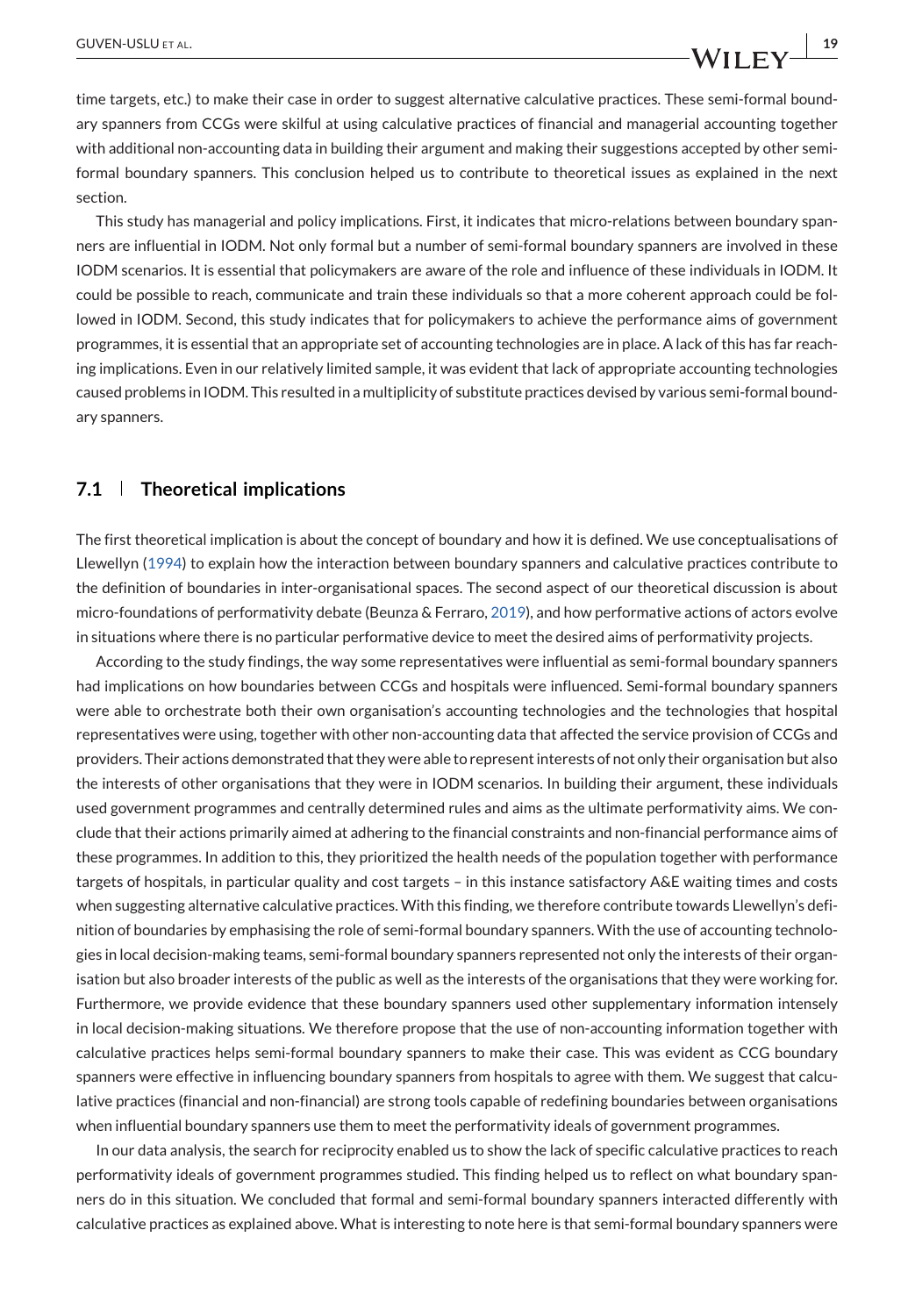time targets, etc.) to make their case in order to suggest alternative calculative practices. These semi-formal boundary spanners from CCGs were skilful at using calculative practices of financial and managerial accounting together with additional non-accounting data in building their argument and making their suggestions accepted by other semi-formal boundary spanners. This conclusion helped us to contribute to theoretical issues as explained in the next section.

This study has managerial and policy implications. First, it indicates that micro-relations between boundary spanners are influential in IODM. Not only formal but a number of semi-formal boundary spanners are involved in these IODM scenarios. It is essential that policymakers are aware of the role and influence of these individuals in IODM. It could be possible to reach, communicate and train these individuals so that a more coherent approach could be followed in IODM. Second, this study indicates that for policymakers to achieve the performance aims of government programmes, it is essential that an appropriate set of accounting technologies are in place. A lack of this has far reaching implications. Even in our relatively limited sample, it was evident that lack of appropriate accounting technologies caused problems in IODM. This resulted in a multiplicity of substitute practices devised by various semi-formal boundary spanners.

### 7.1 | Theoretical implications

The first theoretical implication is about the concept of boundary and how it is defined. We use conceptualisations of Llewellyn (1994) to explain how the interaction between boundary spanners and calculative practices contribute to the definition of boundaries in inter-organisational spaces. The second aspect of our theoretical discussion is about micro-foundations of performativity debate (Beunza & Ferraro, 2019), and how performative actions of actors evolve in situations where there is no particular performative device to meet the desired aims of performativity projects.

According to the study findings, the way some representatives were influential as semi-formal boundary spanners had implications on how boundaries between CCGs and hospitals were influenced. Semi-formal boundary spanners were able to orchestrate both their own organisation's accounting technologies and the technologies that hospital representatives were using, together with other non-accounting data that affected the service provision of CCGs and providers. Their actions demonstrated that they were able to represent interests of not only their organisation but also the interests of other organisations that they were in IODM scenarios. In building their argument, these individuals used government programmes and centrally determined rules and aims as the ultimate performativity aims. We conclude that their actions primarily aimed at adhering to the financial constraints and non-financial performance aims of these programmes. In addition to this, they prioritized the health needs of the population together with performance targets of hospitals, in particular quality and cost targets – in this instance satisfactory A&E waiting times and costs when suggesting alternative calculative practices. With this finding, we therefore contribute towards Llewellyn's definition of boundaries by emphasising the role of semi-formal boundary spanners. With the use of accounting technologies in local decision-making teams, semi-formal boundary spanners represented not only the interests of their organisation but also broader interests of the public as well as the interests of the organisations that they were working for. Furthermore, we provide evidence that these boundary spanners used other supplementary information intensely in local decision-making situations. We therefore propose that the use of non-accounting information together with calculative practices helps semi-formal boundary spanners to make their case. This was evident as CCG boundary spanners were effective in influencing boundary spanners from hospitals to agree with them. We suggest that calculative practices (financial and non-financial) are strong tools capable of redefining boundaries between organisations when influential boundary spanners use them to meet the performativity ideals of government programmes.

In our data analysis, the search for reciprocity enabled us to show the lack of specific calculative practices to reach performativity ideals of government programmes studied. This finding helped us to reflect on what boundary spanners do in this situation. We concluded that formal and semi-formal boundary spanners interacted differently with calculative practices as explained above. What is interesting to note here is that semi-formal boundary spanners were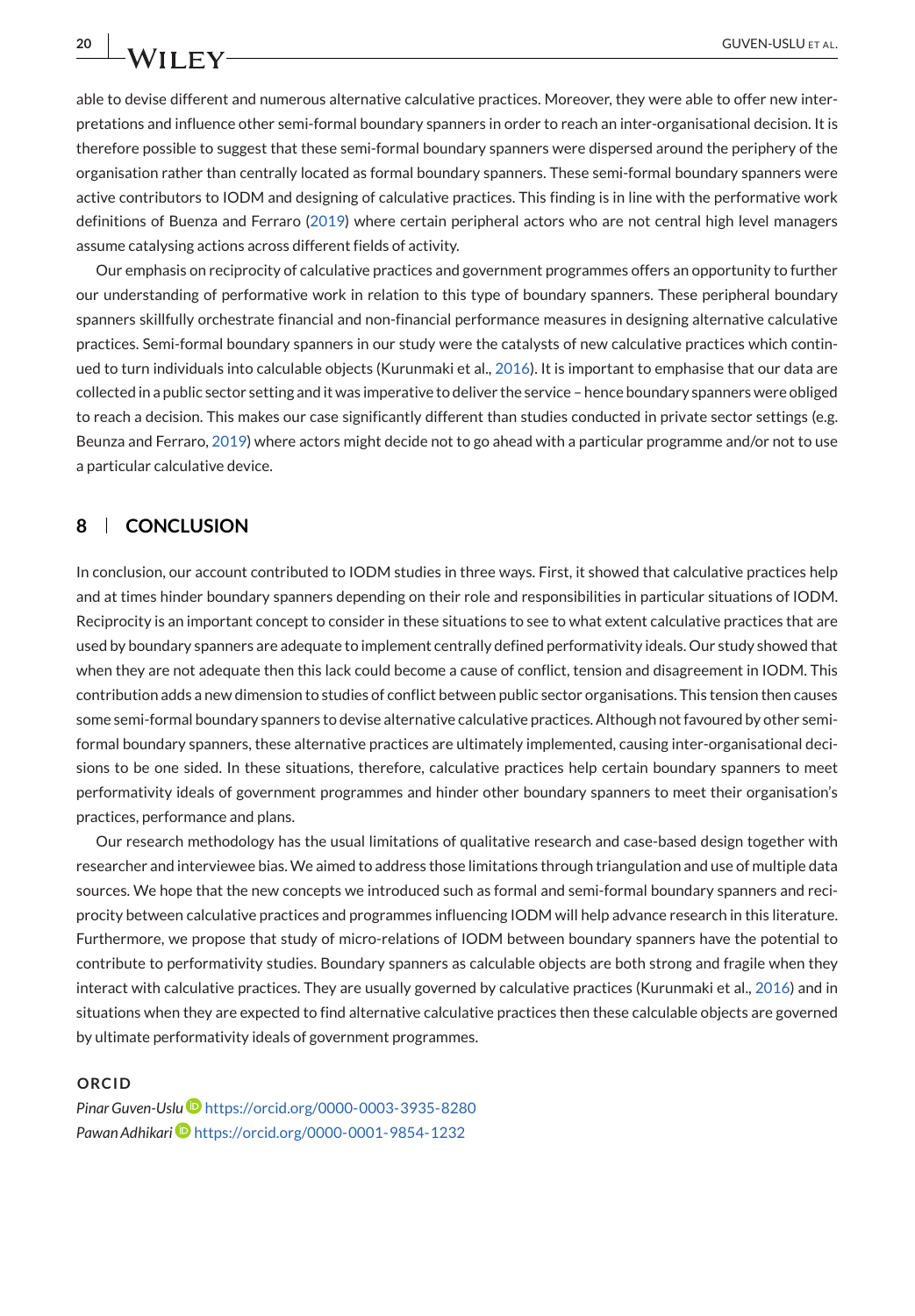able to devise different and numerous alternative calculative practices. Moreover, they were able to offer new interpretations and influence other semi-formal boundary spanners in order to reach an inter-organisational decision. It is therefore possible to suggest that these semi-formal boundary spanners were dispersed around the periphery of the organisation rather than centrally located as formal boundary spanners. These semi-formal boundary spanners were active contributors to IODM and designing of calculative practices. This finding is in line with the performative work definitions of Buenza and Ferraro (2019) where certain peripheral actors who are not central high level managers assume catalysing actions across different fields of activity.

Our emphasis on reciprocity of calculative practices and government programmes offers an opportunity to further our understanding of performative work in relation to this type of boundary spanners. These peripheral boundary spanners skillfully orchestrate financial and non-financial performance measures in designing alternative calculative practices. Semi-formal boundary spanners in our study were the catalysts of new calculative practices which continued to turn individuals into calculable objects (Kurunmaki et al., 2016). It is important to emphasise that our data are collected in a public sector setting and it was imperative to deliver the service – hence boundary spanners were obliged to reach a decision. This makes our case significantly different than studies conducted in private sector settings (e.g. Beunza and Ferraro, 2019) where actors might decide not to go ahead with a particular programme and/or not to use a particular calculative device.

## 8 CONCLUSION

In conclusion, our account contributed to IODM studies in three ways. First, it showed that calculative practices help and at times hinder boundary spanners depending on their role and responsibilities in particular situations of IODM. Reciprocity is an important concept to consider in these situations to see to what extent calculative practices that are used by boundary spanners are adequate to implement centrally defined performativity ideals. Our study showed that when they are not adequate then this lack could become a cause of conflict, tension and disagreement in IODM. This contribution adds a new dimension to studies of conflict between public sector organisations. This tension then causes some semi-formal boundary spanners to devise alternative calculative practices. Although not favoured by other semi-formal boundary spanners, these alternative practices are ultimately implemented, causing inter-organisational decisions to be one sided. In these situations, therefore, calculative practices help certain boundary spanners to meet performativity ideals of government programmes and hinder other boundary spanners to meet their organisation's practices, performance and plans.

Our research methodology has the usual limitations of qualitative research and case-based design together with researcher and interviewee bias. We aimed to address those limitations through triangulation and use of multiple data sources. We hope that the new concepts we introduced such as formal and semi-formal boundary spanners and reciprocity between calculative practices and programmes influencing IODM will help advance research in this literature. Furthermore, we propose that study of micro-relations of IODM between boundary spanners have the potential to contribute to performativity studies. Boundary spanners as calculable objects are both strong and fragile when they interact with calculative practices. They are usually governed by calculative practices (Kurunmaki et al., 2016) and in situations when they are expected to find alternative calculative practices then these calculable objects are governed by ultimate performativity ideals of government programmes.

### ORCID

*Pinar Guven-Uslu* https://orcid.org/0000-0003-3935-8280
*Pawan Adhikari* https://orcid.org/0000-0001-9854-1232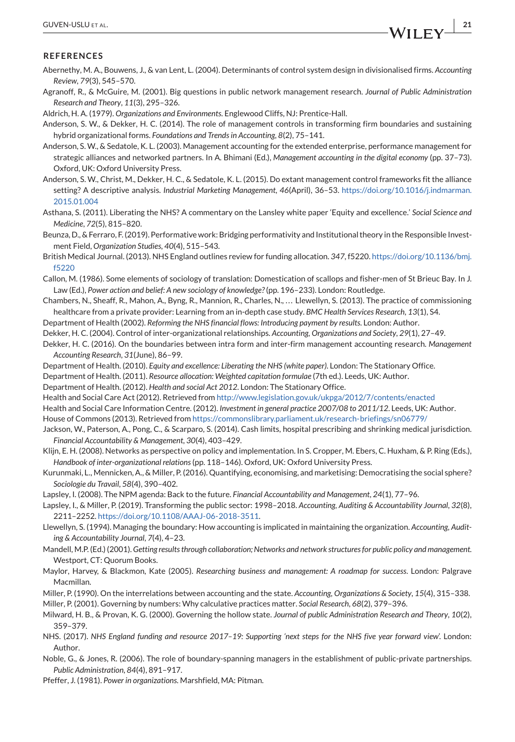## REFERENCES

Abernethy, M. A., Bouwens, J., & van Lent, L. (2004). Determinants of control system design in divisionalised firms. *Accounting Review*, *79*(3), 545–570.

Agranoff, R., & McGuire, M. (2001). Big questions in public network management research. *Journal of Public Administration Research and Theory*, *11*(3), 295–326.

Aldrich, H. A. (1979). *Organizations and Environments*. Englewood Cliffs, NJ: Prentice-Hall.

Anderson, S. W., & Dekker, H. C. (2014). The role of management controls in transforming firm boundaries and sustaining hybrid organizational forms. *Foundations and Trends in Accounting*, *8*(2), 75–141.

Anderson, S. W., & Sedatole, K. L. (2003). Management accounting for the extended enterprise, performance management for strategic alliances and networked partners. In A. Bhimani (Ed.), *Management accounting in the digital economy* (pp. 37–73). Oxford, UK: Oxford University Press.

Anderson, S. W., Christ, M., Dekker, H. C., & Sedatole, K. L. (2015). Do extant management control frameworks fit the alliance setting? A descriptive analysis. *Industrial Marketing Management*, *46*(April), 36–53. https://doi.org/10.1016/j.indmarman.2015.01.004

Asthana, S. (2011). Liberating the NHS? A commentary on the Lansley white paper 'Equity and excellence.' *Social Science and Medicine*, *72*(5), 815–820.

Beunza, D., & Ferraro, F. (2019). Performative work: Bridging performativity and Institutional theory in the Responsible Investment Field, *Organization Studies*, *40*(4), 515–543.

British Medical Journal. (2013). NHS England outlines review for funding allocation. *347*, f5220. https://doi.org/10.1136/bmj.f5220

Callon, M. (1986). Some elements of sociology of translation: Domestication of scallops and fisher-men of St Brieuc Bay. In J. Law (Ed.), *Power action and belief: A new sociology of knowledge?* (pp. 196–233). London: Routledge.

Chambers, N., Sheaff, R., Mahon, A., Byng, R., Mannion, R., Charles, N., … Llewellyn, S. (2013). The practice of commissioning healthcare from a private provider: Learning from an in-depth case study. *BMC Health Services Research*, *13*(1), S4.

Department of Health (2002). *Reforming the NHS financial flows: Introducing payment by results*. London: Author.

Dekker, H. C. (2004). Control of inter-organizational relationships. *Accounting, Organizations and Society*, *29*(1), 27–49.

Dekker, H. C. (2016). On the boundaries between intra form and inter-firm management accounting research. *Management Accounting Research*, *31*(June), 86–99.

Department of Health. (2010). *Equity and excellence: Liberating the NHS (white paper)*. London: The Stationary Office.

Department of Health. (2011). *Resource allocation: Weighted capitation formulae* (7th ed.). Leeds, UK: Author.

Department of Health. (2012). *Health and social Act 2012*. London: The Stationary Office.

Health and Social Care Act (2012). Retrieved from http://www.legislation.gov.uk/ukpga/2012/7/contents/enacted

Health and Social Care Information Centre. (2012). *Investment in general practice 2007/08 to 2011/12*. Leeds, UK: Author.

House of Commons (2013). Retrieved from https://commonslibrary.parliament.uk/research-briefings/sn06779/

Jackson, W., Paterson, A., Pong, C., & Scarparo, S. (2014). Cash limits, hospital prescribing and shrinking medical jurisdiction. *Financial Accountability & Management*, *30*(4), 403–429.

Klijn, E. H. (2008). Networks as perspective on policy and implementation. In S. Cropper, M. Ebers, C. Huxham, & P. Ring (Eds.), *Handbook of inter-organizational relations* (pp. 118–146). Oxford, UK: Oxford University Press.

Kurunmaki, L., Mennicken, A., & Miller, P. (2016). Quantifying, economising, and marketising: Democratising the social sphere? *Sociologie du Travail*, *58*(4), 390–402.

Lapsley, I. (2008). The NPM agenda: Back to the future. *Financial Accountability and Management*, *24*(1), 77–96.

Lapsley, I., & Miller, P. (2019). Transforming the public sector: 1998–2018. *Accounting, Auditing & Accountability Journal*, *32*(8), 2211–2252. https://doi.org/10.1108/AAAJ-06-2018-3511.

Llewellyn, S. (1994). Managing the boundary: How accounting is implicated in maintaining the organization. *Accounting, Auditing & Accountability Journal*, *7*(4), 4–23.

Mandell, M.P. (Ed.) (2001). *Getting results through collaboration; Networks and network structures for public policy and management*. Westport, CT: Quorum Books.

Maylor, Harvey, & Blackmon, Kate (2005). *Researching business and management: A roadmap for success*. London: Palgrave Macmillan.

Miller, P. (1990). On the interrelations between accounting and the state. *Accounting, Organizations & Society*, *15*(4), 315–338.

Miller, P. (2001). Governing by numbers: Why calculative practices matter. *Social Research*, *68*(2), 379–396.

Milward, H. B., & Provan, K. G. (2000). Governing the hollow state. *Journal of public Administration Research and Theory*, *10*(2), 359–379.

NHS. (2017). *NHS England funding and resource 2017–19: Supporting 'next steps for the NHS five year forward view'*. London: Author.

Noble, G., & Jones, R. (2006). The role of boundary-spanning managers in the establishment of public-private partnerships. *Public Administration*, *84*(4), 891–917.

Pfeffer, J. (1981). *Power in organizations*. Marshfield, MA: Pitman.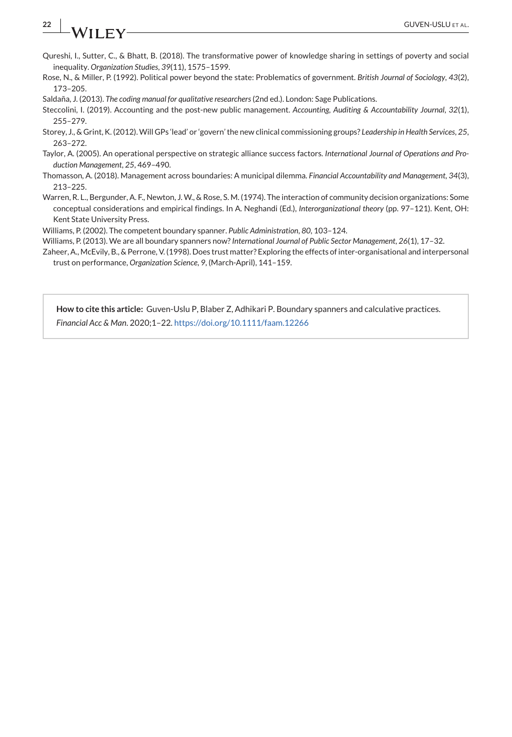Qureshi, I., Sutter, C., & Bhatt, B. (2018). The transformative power of knowledge sharing in settings of poverty and social inequality. *Organization Studies*, *39*(11), 1575–1599.

Rose, N., & Miller, P. (1992). Political power beyond the state: Problematics of government. *British Journal of Sociology*, *43*(2), 173–205.

Saldaña, J. (2013). *The coding manual for qualitative researchers* (2nd ed.). London: Sage Publications.

Steccolini, I. (2019). Accounting and the post-new public management. *Accounting, Auditing & Accountability Journal*, *32*(1), 255–279.

Storey, J., & Grint, K. (2012). Will GPs 'lead' or 'govern' the new clinical commissioning groups? *Leadership in Health Services*, *25*, 263–272.

Taylor, A. (2005). An operational perspective on strategic alliance success factors. *International Journal of Operations and Production Management*, *25*, 469–490.

Thomasson, A. (2018). Management across boundaries: A municipal dilemma. *Financial Accountability and Management*, *34*(3), 213–225.

Warren, R. L., Bergunder, A. F., Newton, J. W., & Rose, S. M. (1974). The interaction of community decision organizations: Some conceptual considerations and empirical findings. In A. Neghandi (Ed.), *Interorganizational theory* (pp. 97–121). Kent, OH: Kent State University Press.

Williams, P. (2002). The competent boundary spanner. *Public Administration*, *80*, 103–124.

Williams, P. (2013). We are all boundary spanners now? *International Journal of Public Sector Management*, *26*(1), 17–32.

Zaheer, A., McEvily, B., & Perrone, V. (1998). Does trust matter? Exploring the effects of inter-organisational and interpersonal trust on performance, *Organization Science*, *9*, (March-April), 141–159.

**How to cite this article:** Guven-Uslu P, Blaber Z, Adhikari P. Boundary spanners and calculative practices. *Financial Acc & Man*. 2020;1–22. https://doi.org/10.1111/faam.12266